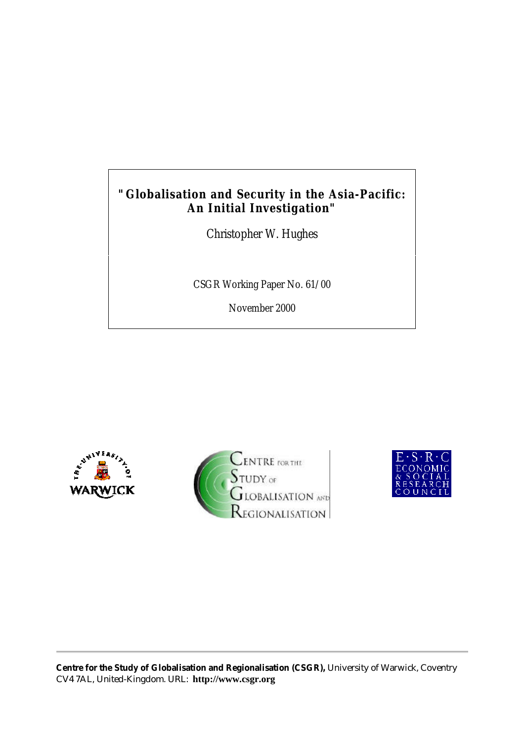# "Globalisation and Security in the Asia-Pacific: An Initial Investigation"

Christopher W. Hughes

CSGR Working Paper No. 61/00

November 2000

**Centre for the Study of Globalisation and Regionalisation (CSGR),** University of Warwick, Coventry CV4 7AL, United-Kingdom. URL: **http://www.csgr.org**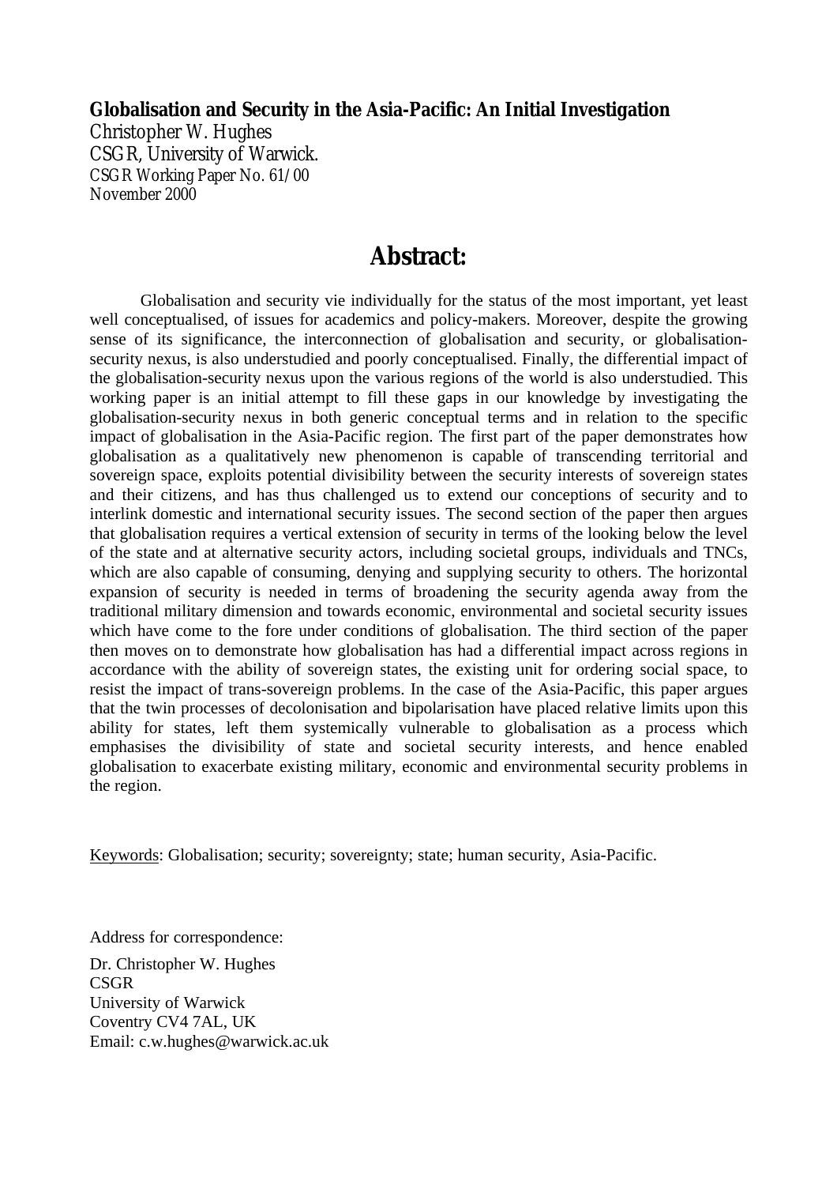**Globalisation and Security in the Asia-Pacific: An Initial Investigation**
Christopher W. Hughes
CSGR, University of Warwick.
CSGR Working Paper No. 61/00
November 2000

## Abstract:

Globalisation and security vie individually for the status of the most important, yet least well conceptualised, of issues for academics and policy-makers. Moreover, despite the growing sense of its significance, the interconnection of globalisation and security, or globalisation-security nexus, is also understudied and poorly conceptualised. Finally, the differential impact of the globalisation-security nexus upon the various regions of the world is also understudied. This working paper is an initial attempt to fill these gaps in our knowledge by investigating the globalisation-security nexus in both generic conceptual terms and in relation to the specific impact of globalisation in the Asia-Pacific region. The first part of the paper demonstrates how globalisation as a qualitatively new phenomenon is capable of transcending territorial and sovereign space, exploits potential divisibility between the security interests of sovereign states and their citizens, and has thus challenged us to extend our conceptions of security and to interlink domestic and international security issues. The second section of the paper then argues that globalisation requires a vertical extension of security in terms of the looking below the level of the state and at alternative security actors, including societal groups, individuals and TNCs, which are also capable of consuming, denying and supplying security to others. The horizontal expansion of security is needed in terms of broadening the security agenda away from the traditional military dimension and towards economic, environmental and societal security issues which have come to the fore under conditions of globalisation. The third section of the paper then moves on to demonstrate how globalisation has had a differential impact across regions in accordance with the ability of sovereign states, the existing unit for ordering social space, to resist the impact of trans-sovereign problems. In the case of the Asia-Pacific, this paper argues that the twin processes of decolonisation and bipolarisation have placed relative limits upon this ability for states, left them systemically vulnerable to globalisation as a process which emphasises the divisibility of state and societal security interests, and hence enabled globalisation to exacerbate existing military, economic and environmental security problems in the region.

Keywords: Globalisation; security; sovereignty; state; human security, Asia-Pacific.

Address for correspondence:

Dr. Christopher W. Hughes
CSGR
University of Warwick
Coventry CV4 7AL, UK
Email: c.w.hughes@warwick.ac.uk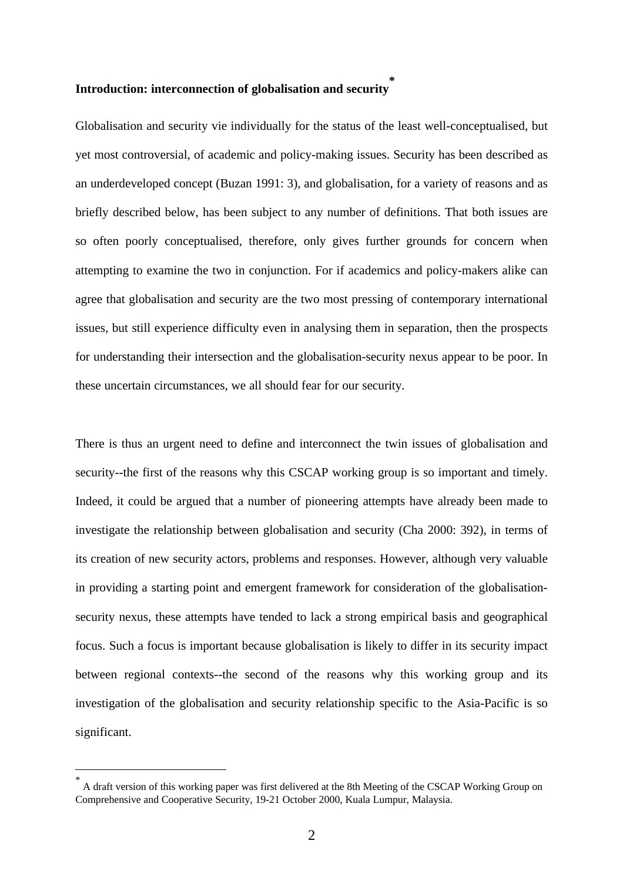## Introduction: interconnection of globalisation and security*

Globalisation and security vie individually for the status of the least well-conceptualised, but yet most controversial, of academic and policy-making issues. Security has been described as an underdeveloped concept (Buzan 1991: 3), and globalisation, for a variety of reasons and as briefly described below, has been subject to any number of definitions. That both issues are so often poorly conceptualised, therefore, only gives further grounds for concern when attempting to examine the two in conjunction. For if academics and policy-makers alike can agree that globalisation and security are the two most pressing of contemporary international issues, but still experience difficulty even in analysing them in separation, then the prospects for understanding their intersection and the globalisation-security nexus appear to be poor. In these uncertain circumstances, we all should fear for our security.

There is thus an urgent need to define and interconnect the twin issues of globalisation and security--the first of the reasons why this CSCAP working group is so important and timely. Indeed, it could be argued that a number of pioneering attempts have already been made to investigate the relationship between globalisation and security (Cha 2000: 392), in terms of its creation of new security actors, problems and responses. However, although very valuable in providing a starting point and emergent framework for consideration of the globalisation-security nexus, these attempts have tended to lack a strong empirical basis and geographical focus. Such a focus is important because globalisation is likely to differ in its security impact between regional contexts--the second of the reasons why this working group and its investigation of the globalisation and security relationship specific to the Asia-Pacific is so significant.

---

* A draft version of this working paper was first delivered at the 8th Meeting of the CSCAP Working Group on Comprehensive and Cooperative Security, 19-21 October 2000, Kuala Lumpur, Malaysia.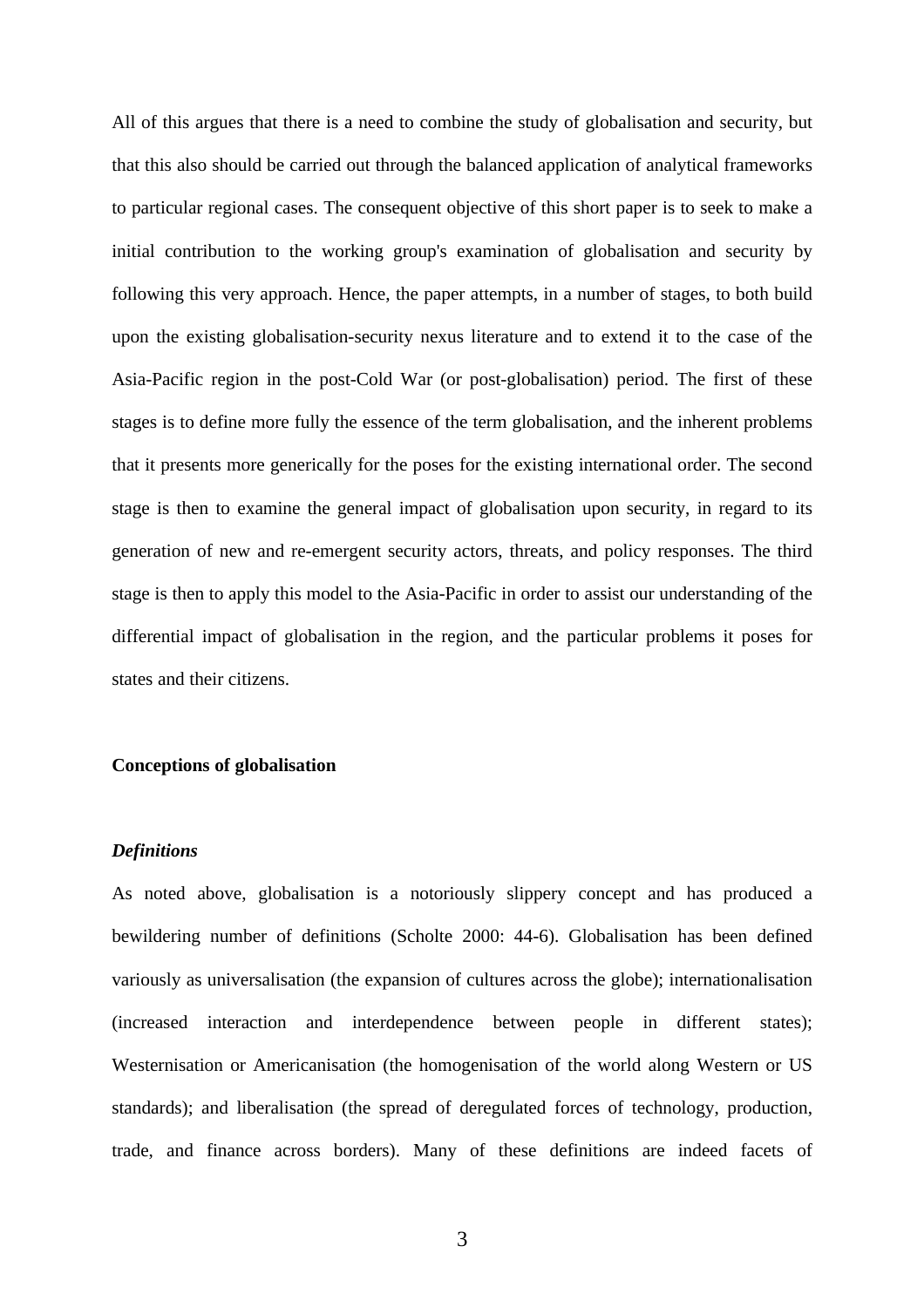All of this argues that there is a need to combine the study of globalisation and security, but that this also should be carried out through the balanced application of analytical frameworks to particular regional cases. The consequent objective of this short paper is to seek to make a initial contribution to the working group's examination of globalisation and security by following this very approach. Hence, the paper attempts, in a number of stages, to both build upon the existing globalisation-security nexus literature and to extend it to the case of the Asia-Pacific region in the post-Cold War (or post-globalisation) period. The first of these stages is to define more fully the essence of the term globalisation, and the inherent problems that it presents more generically for the poses for the existing international order. The second stage is then to examine the general impact of globalisation upon security, in regard to its generation of new and re-emergent security actors, threats, and policy responses. The third stage is then to apply this model to the Asia-Pacific in order to assist our understanding of the differential impact of globalisation in the region, and the particular problems it poses for states and their citizens.

## Conceptions of globalisation

### *Definitions*

As noted above, globalisation is a notoriously slippery concept and has produced a bewildering number of definitions (Scholte 2000: 44-6). Globalisation has been defined variously as universalisation (the expansion of cultures across the globe); internationalisation (increased interaction and interdependence between people in different states); Westernisation or Americanisation (the homogenisation of the world along Western or US standards); and liberalisation (the spread of deregulated forces of technology, production, trade, and finance across borders). Many of these definitions are indeed facets of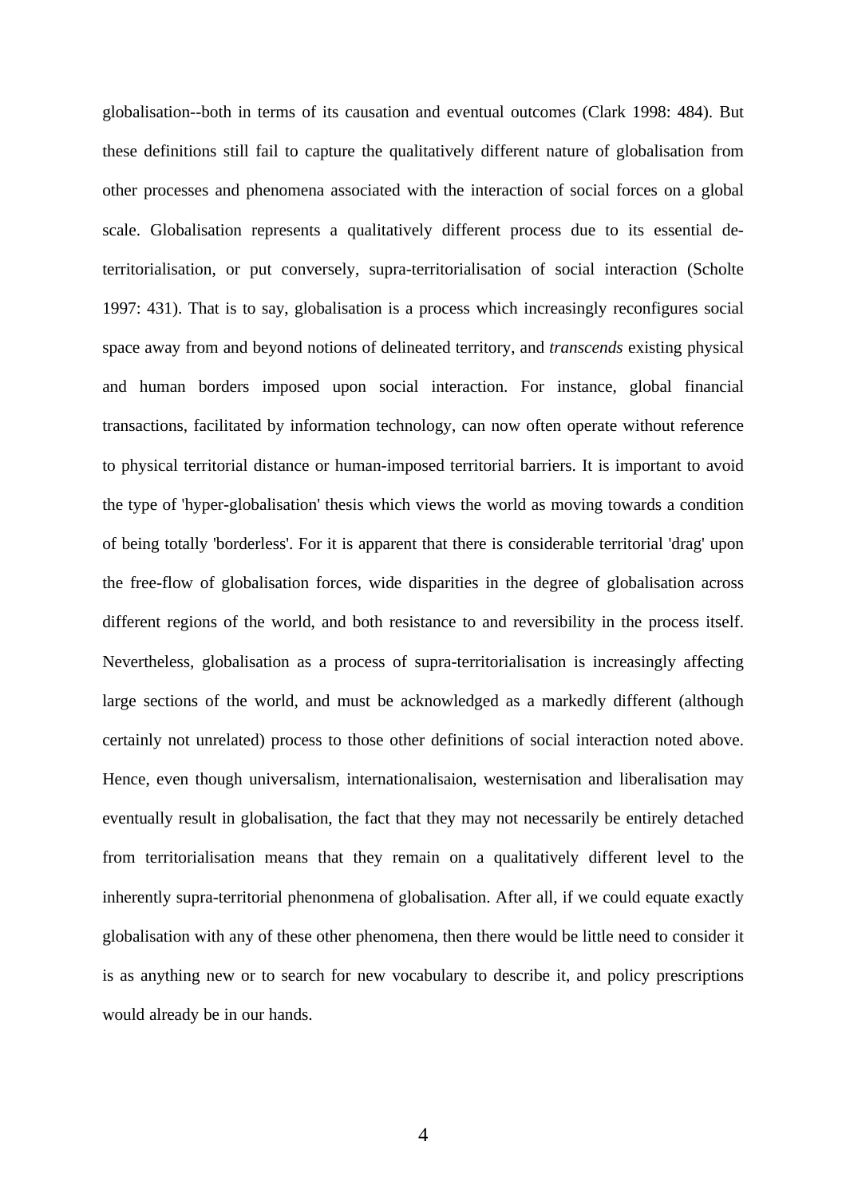globalisation--both in terms of its causation and eventual outcomes (Clark 1998: 484). But these definitions still fail to capture the qualitatively different nature of globalisation from other processes and phenomena associated with the interaction of social forces on a global scale. Globalisation represents a qualitatively different process due to its essential de-territorialisation, or put conversely, supra-territorialisation of social interaction (Scholte 1997: 431). That is to say, globalisation is a process which increasingly reconfigures social space away from and beyond notions of delineated territory, and *transcends* existing physical and human borders imposed upon social interaction. For instance, global financial transactions, facilitated by information technology, can now often operate without reference to physical territorial distance or human-imposed territorial barriers. It is important to avoid the type of 'hyper-globalisation' thesis which views the world as moving towards a condition of being totally 'borderless'. For it is apparent that there is considerable territorial 'drag' upon the free-flow of globalisation forces, wide disparities in the degree of globalisation across different regions of the world, and both resistance to and reversibility in the process itself. Nevertheless, globalisation as a process of supra-territorialisation is increasingly affecting large sections of the world, and must be acknowledged as a markedly different (although certainly not unrelated) process to those other definitions of social interaction noted above. Hence, even though universalism, internationalisaion, westernisation and liberalisation may eventually result in globalisation, the fact that they may not necessarily be entirely detached from territorialisation means that they remain on a qualitatively different level to the inherently supra-territorial phenonmena of globalisation. After all, if we could equate exactly globalisation with any of these other phenomena, then there would be little need to consider it is as anything new or to search for new vocabulary to describe it, and policy prescriptions would already be in our hands.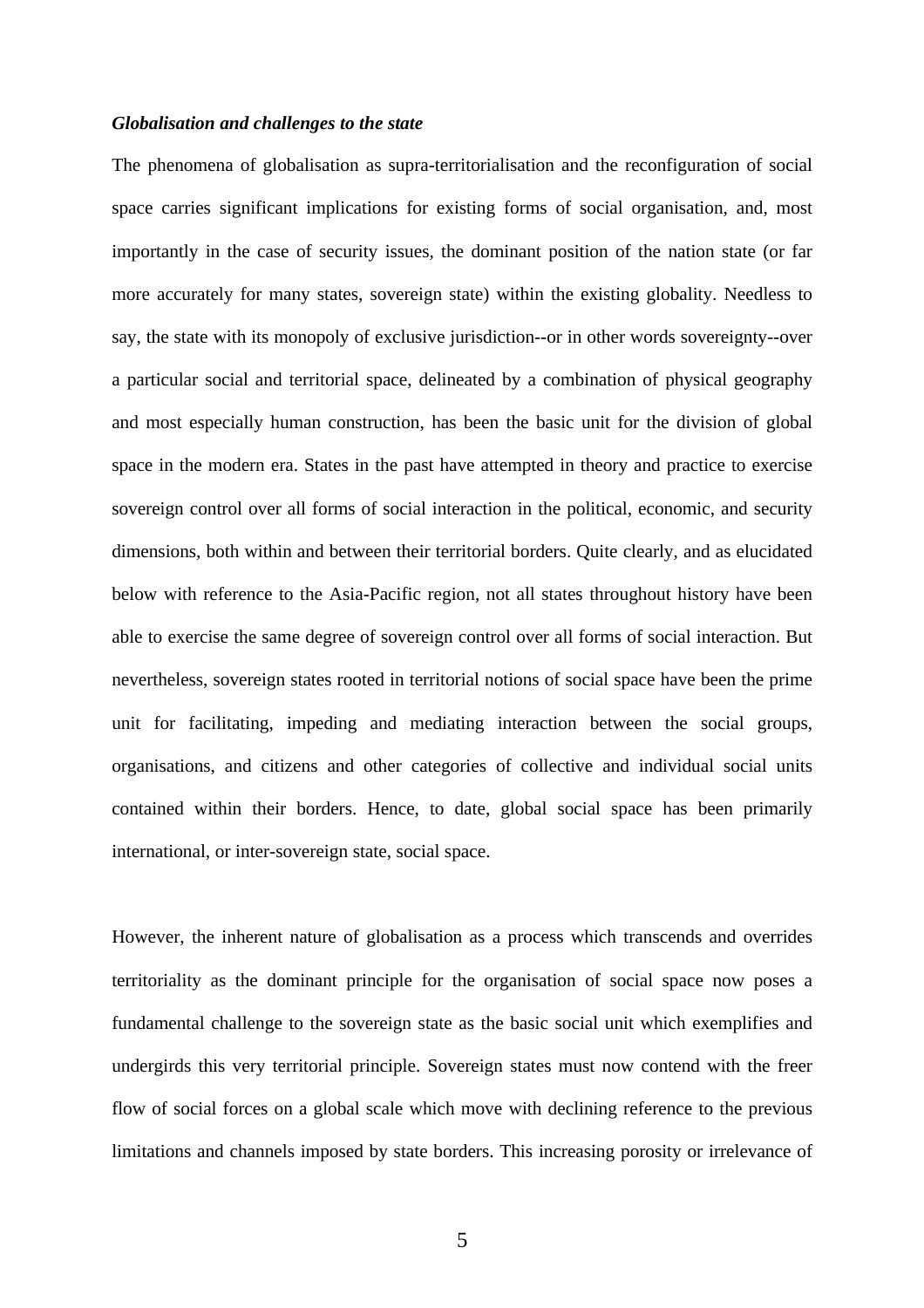***Globalisation and challenges to the state***

The phenomena of globalisation as supra-territorialisation and the reconfiguration of social space carries significant implications for existing forms of social organisation, and, most importantly in the case of security issues, the dominant position of the nation state (or far more accurately for many states, sovereign state) within the existing globality. Needless to say, the state with its monopoly of exclusive jurisdiction--or in other words sovereignty--over a particular social and territorial space, delineated by a combination of physical geography and most especially human construction, has been the basic unit for the division of global space in the modern era. States in the past have attempted in theory and practice to exercise sovereign control over all forms of social interaction in the political, economic, and security dimensions, both within and between their territorial borders. Quite clearly, and as elucidated below with reference to the Asia-Pacific region, not all states throughout history have been able to exercise the same degree of sovereign control over all forms of social interaction. But nevertheless, sovereign states rooted in territorial notions of social space have been the prime unit for facilitating, impeding and mediating interaction between the social groups, organisations, and citizens and other categories of collective and individual social units contained within their borders. Hence, to date, global social space has been primarily international, or inter-sovereign state, social space.

However, the inherent nature of globalisation as a process which transcends and overrides territoriality as the dominant principle for the organisation of social space now poses a fundamental challenge to the sovereign state as the basic social unit which exemplifies and undergirds this very territorial principle. Sovereign states must now contend with the freer flow of social forces on a global scale which move with declining reference to the previous limitations and channels imposed by state borders. This increasing porosity or irrelevance of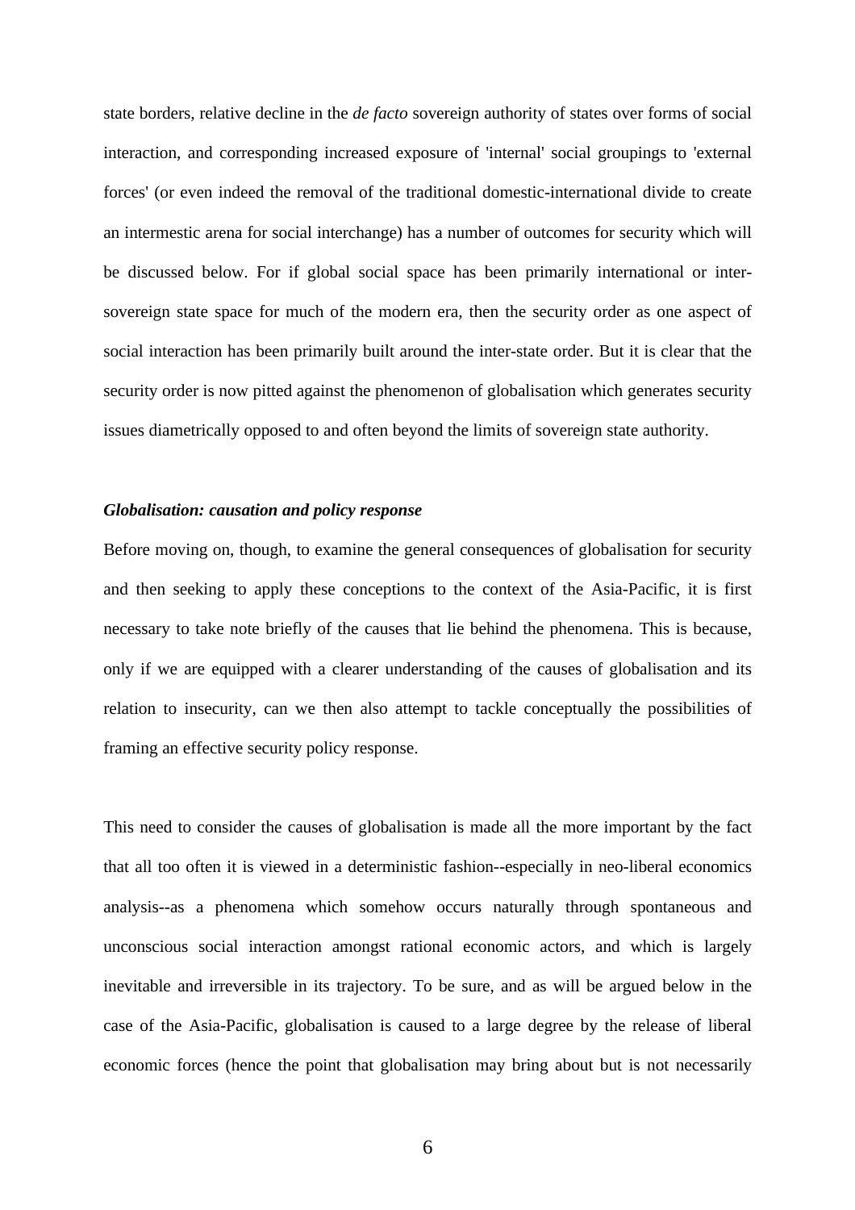state borders, relative decline in the *de facto* sovereign authority of states over forms of social interaction, and corresponding increased exposure of 'internal' social groupings to 'external forces' (or even indeed the removal of the traditional domestic-international divide to create an intermestic arena for social interchange) has a number of outcomes for security which will be discussed below. For if global social space has been primarily international or inter-sovereign state space for much of the modern era, then the security order as one aspect of social interaction has been primarily built around the inter-state order. But it is clear that the security order is now pitted against the phenomenon of globalisation which generates security issues diametrically opposed to and often beyond the limits of sovereign state authority.

***Globalisation: causation and policy response***

Before moving on, though, to examine the general consequences of globalisation for security and then seeking to apply these conceptions to the context of the Asia-Pacific, it is first necessary to take note briefly of the causes that lie behind the phenomena. This is because, only if we are equipped with a clearer understanding of the causes of globalisation and its relation to insecurity, can we then also attempt to tackle conceptually the possibilities of framing an effective security policy response.

This need to consider the causes of globalisation is made all the more important by the fact that all too often it is viewed in a deterministic fashion--especially in neo-liberal economics analysis--as a phenomena which somehow occurs naturally through spontaneous and unconscious social interaction amongst rational economic actors, and which is largely inevitable and irreversible in its trajectory. To be sure, and as will be argued below in the case of the Asia-Pacific, globalisation is caused to a large degree by the release of liberal economic forces (hence the point that globalisation may bring about but is not necessarily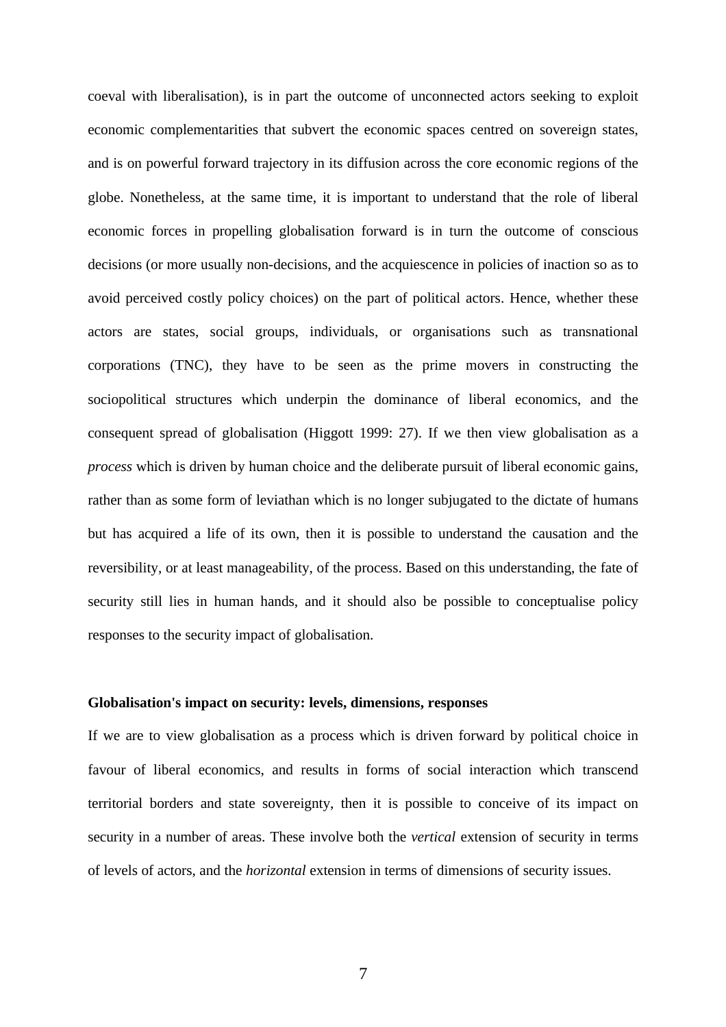coeval with liberalisation), is in part the outcome of unconnected actors seeking to exploit economic complementarities that subvert the economic spaces centred on sovereign states, and is on powerful forward trajectory in its diffusion across the core economic regions of the globe. Nonetheless, at the same time, it is important to understand that the role of liberal economic forces in propelling globalisation forward is in turn the outcome of conscious decisions (or more usually non-decisions, and the acquiescence in policies of inaction so as to avoid perceived costly policy choices) on the part of political actors. Hence, whether these actors are states, social groups, individuals, or organisations such as transnational corporations (TNC), they have to be seen as the prime movers in constructing the sociopolitical structures which underpin the dominance of liberal economics, and the consequent spread of globalisation (Higgott 1999: 27). If we then view globalisation as a *process* which is driven by human choice and the deliberate pursuit of liberal economic gains, rather than as some form of leviathan which is no longer subjugated to the dictate of humans but has acquired a life of its own, then it is possible to understand the causation and the reversibility, or at least manageability, of the process. Based on this understanding, the fate of security still lies in human hands, and it should also be possible to conceptualise policy responses to the security impact of globalisation.

## Globalisation's impact on security: levels, dimensions, responses

If we are to view globalisation as a process which is driven forward by political choice in favour of liberal economics, and results in forms of social interaction which transcend territorial borders and state sovereignty, then it is possible to conceive of its impact on security in a number of areas. These involve both the *vertical* extension of security in terms of levels of actors, and the *horizontal* extension in terms of dimensions of security issues.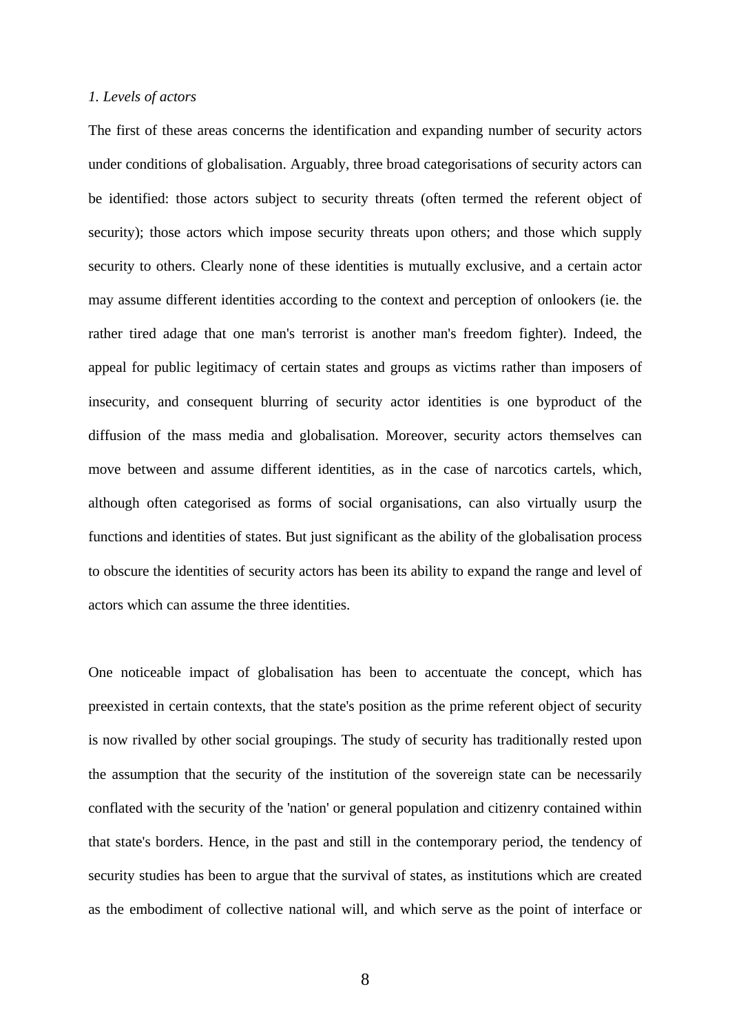*1. Levels of actors*

The first of these areas concerns the identification and expanding number of security actors under conditions of globalisation. Arguably, three broad categorisations of security actors can be identified: those actors subject to security threats (often termed the referent object of security); those actors which impose security threats upon others; and those which supply security to others. Clearly none of these identities is mutually exclusive, and a certain actor may assume different identities according to the context and perception of onlookers (ie. the rather tired adage that one man's terrorist is another man's freedom fighter). Indeed, the appeal for public legitimacy of certain states and groups as victims rather than imposers of insecurity, and consequent blurring of security actor identities is one byproduct of the diffusion of the mass media and globalisation. Moreover, security actors themselves can move between and assume different identities, as in the case of narcotics cartels, which, although often categorised as forms of social organisations, can also virtually usurp the functions and identities of states. But just significant as the ability of the globalisation process to obscure the identities of security actors has been its ability to expand the range and level of actors which can assume the three identities.

One noticeable impact of globalisation has been to accentuate the concept, which has preexisted in certain contexts, that the state's position as the prime referent object of security is now rivalled by other social groupings. The study of security has traditionally rested upon the assumption that the security of the institution of the sovereign state can be necessarily conflated with the security of the 'nation' or general population and citizenry contained within that state's borders. Hence, in the past and still in the contemporary period, the tendency of security studies has been to argue that the survival of states, as institutions which are created as the embodiment of collective national will, and which serve as the point of interface or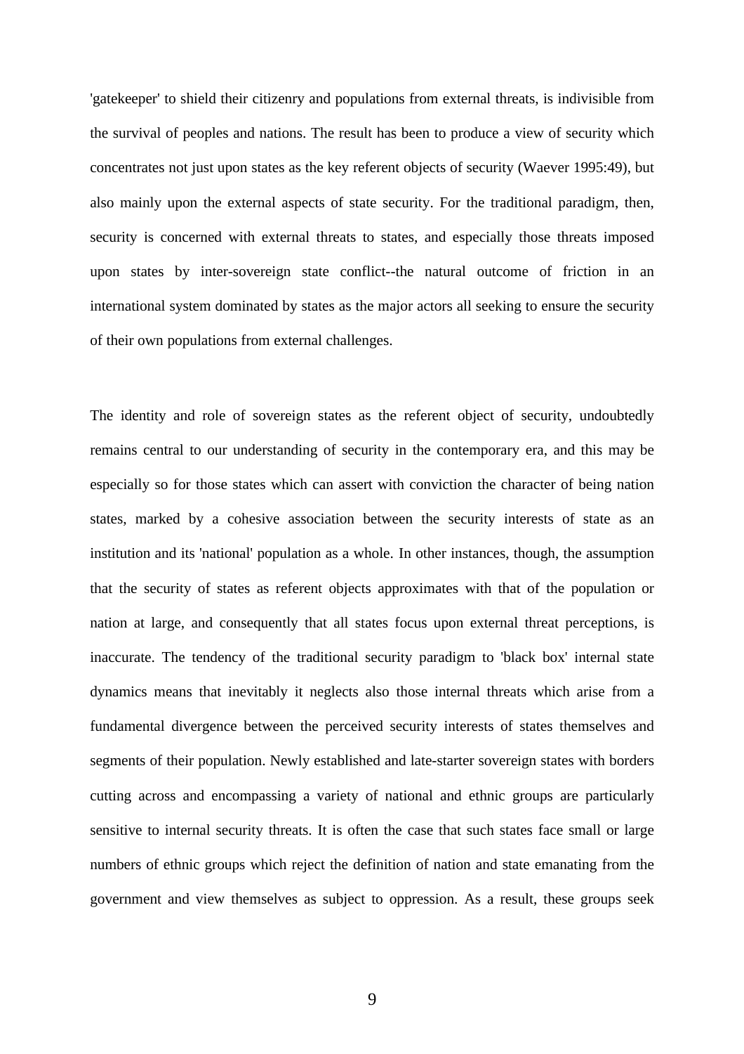'gatekeeper' to shield their citizenry and populations from external threats, is indivisible from the survival of peoples and nations. The result has been to produce a view of security which concentrates not just upon states as the key referent objects of security (Waever 1995:49), but also mainly upon the external aspects of state security. For the traditional paradigm, then, security is concerned with external threats to states, and especially those threats imposed upon states by inter-sovereign state conflict--the natural outcome of friction in an international system dominated by states as the major actors all seeking to ensure the security of their own populations from external challenges.

The identity and role of sovereign states as the referent object of security, undoubtedly remains central to our understanding of security in the contemporary era, and this may be especially so for those states which can assert with conviction the character of being nation states, marked by a cohesive association between the security interests of state as an institution and its 'national' population as a whole. In other instances, though, the assumption that the security of states as referent objects approximates with that of the population or nation at large, and consequently that all states focus upon external threat perceptions, is inaccurate. The tendency of the traditional security paradigm to 'black box' internal state dynamics means that inevitably it neglects also those internal threats which arise from a fundamental divergence between the perceived security interests of states themselves and segments of their population. Newly established and late-starter sovereign states with borders cutting across and encompassing a variety of national and ethnic groups are particularly sensitive to internal security threats. It is often the case that such states face small or large numbers of ethnic groups which reject the definition of nation and state emanating from the government and view themselves as subject to oppression. As a result, these groups seek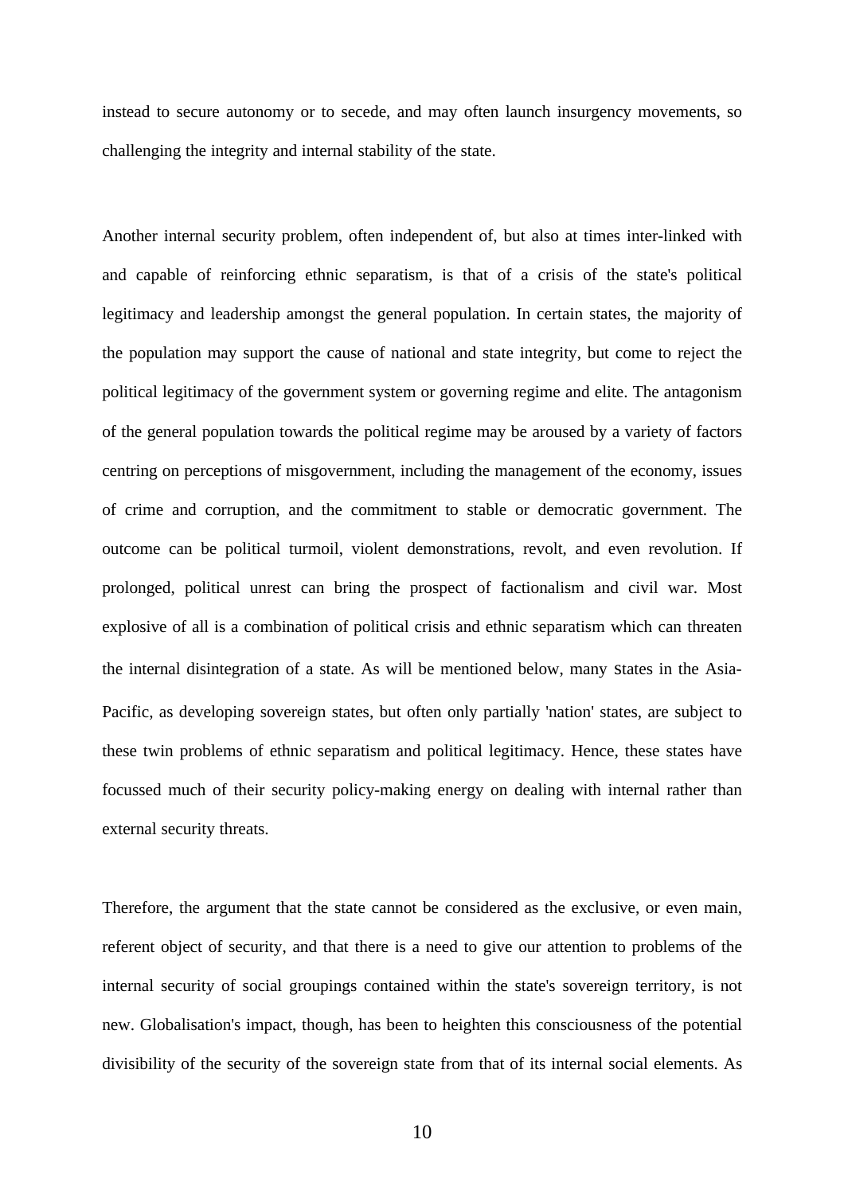instead to secure autonomy or to secede, and may often launch insurgency movements, so challenging the integrity and internal stability of the state.

Another internal security problem, often independent of, but also at times inter-linked with and capable of reinforcing ethnic separatism, is that of a crisis of the state's political legitimacy and leadership amongst the general population. In certain states, the majority of the population may support the cause of national and state integrity, but come to reject the political legitimacy of the government system or governing regime and elite. The antagonism of the general population towards the political regime may be aroused by a variety of factors centring on perceptions of misgovernment, including the management of the economy, issues of crime and corruption, and the commitment to stable or democratic government. The outcome can be political turmoil, violent demonstrations, revolt, and even revolution. If prolonged, political unrest can bring the prospect of factionalism and civil war. Most explosive of all is a combination of political crisis and ethnic separatism which can threaten the internal disintegration of a state. As will be mentioned below, many states in the Asia-Pacific, as developing sovereign states, but often only partially 'nation' states, are subject to these twin problems of ethnic separatism and political legitimacy. Hence, these states have focussed much of their security policy-making energy on dealing with internal rather than external security threats.

Therefore, the argument that the state cannot be considered as the exclusive, or even main, referent object of security, and that there is a need to give our attention to problems of the internal security of social groupings contained within the state's sovereign territory, is not new. Globalisation's impact, though, has been to heighten this consciousness of the potential divisibility of the security of the sovereign state from that of its internal social elements. As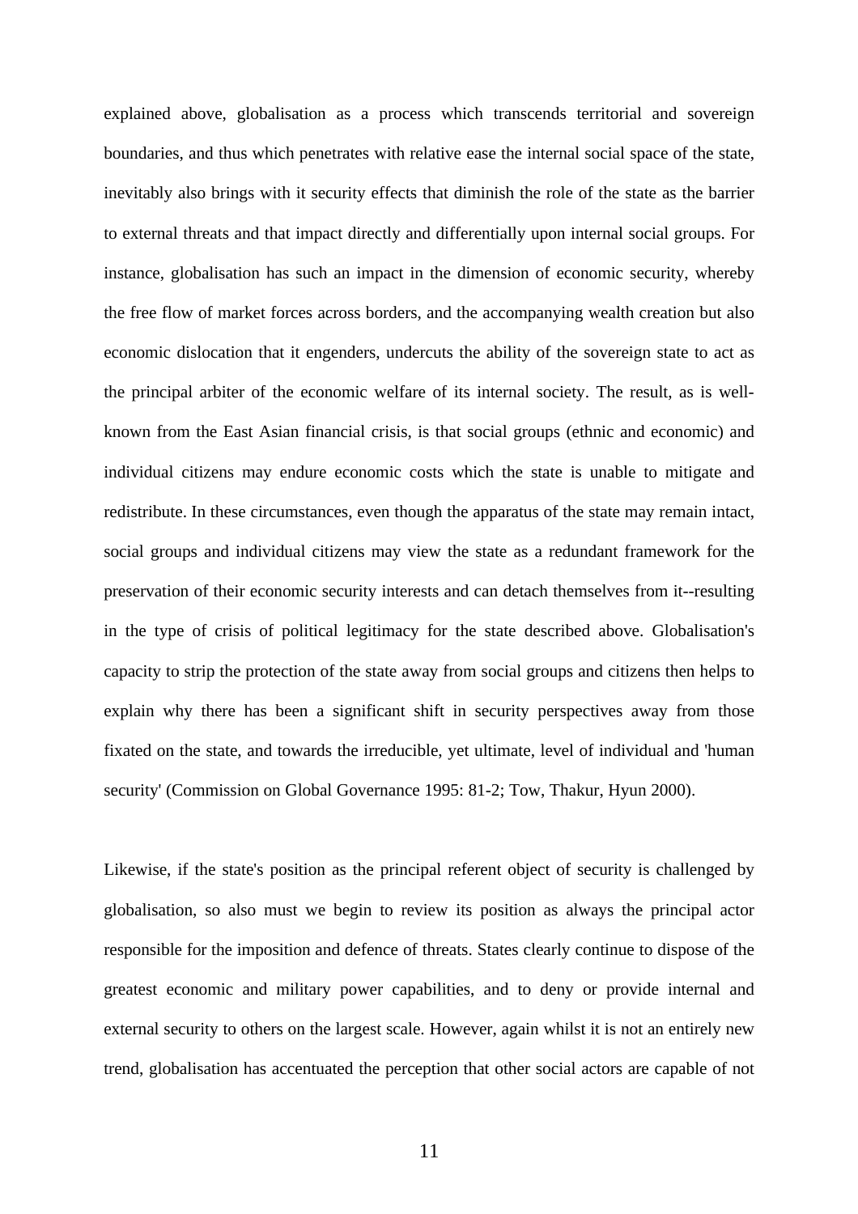explained above, globalisation as a process which transcends territorial and sovereign boundaries, and thus which penetrates with relative ease the internal social space of the state, inevitably also brings with it security effects that diminish the role of the state as the barrier to external threats and that impact directly and differentially upon internal social groups. For instance, globalisation has such an impact in the dimension of economic security, whereby the free flow of market forces across borders, and the accompanying wealth creation but also economic dislocation that it engenders, undercuts the ability of the sovereign state to act as the principal arbiter of the economic welfare of its internal society. The result, as is well-known from the East Asian financial crisis, is that social groups (ethnic and economic) and individual citizens may endure economic costs which the state is unable to mitigate and redistribute. In these circumstances, even though the apparatus of the state may remain intact, social groups and individual citizens may view the state as a redundant framework for the preservation of their economic security interests and can detach themselves from it--resulting in the type of crisis of political legitimacy for the state described above. Globalisation's capacity to strip the protection of the state away from social groups and citizens then helps to explain why there has been a significant shift in security perspectives away from those fixated on the state, and towards the irreducible, yet ultimate, level of individual and 'human security' (Commission on Global Governance 1995: 81-2; Tow, Thakur, Hyun 2000).

Likewise, if the state's position as the principal referent object of security is challenged by globalisation, so also must we begin to review its position as always the principal actor responsible for the imposition and defence of threats. States clearly continue to dispose of the greatest economic and military power capabilities, and to deny or provide internal and external security to others on the largest scale. However, again whilst it is not an entirely new trend, globalisation has accentuated the perception that other social actors are capable of not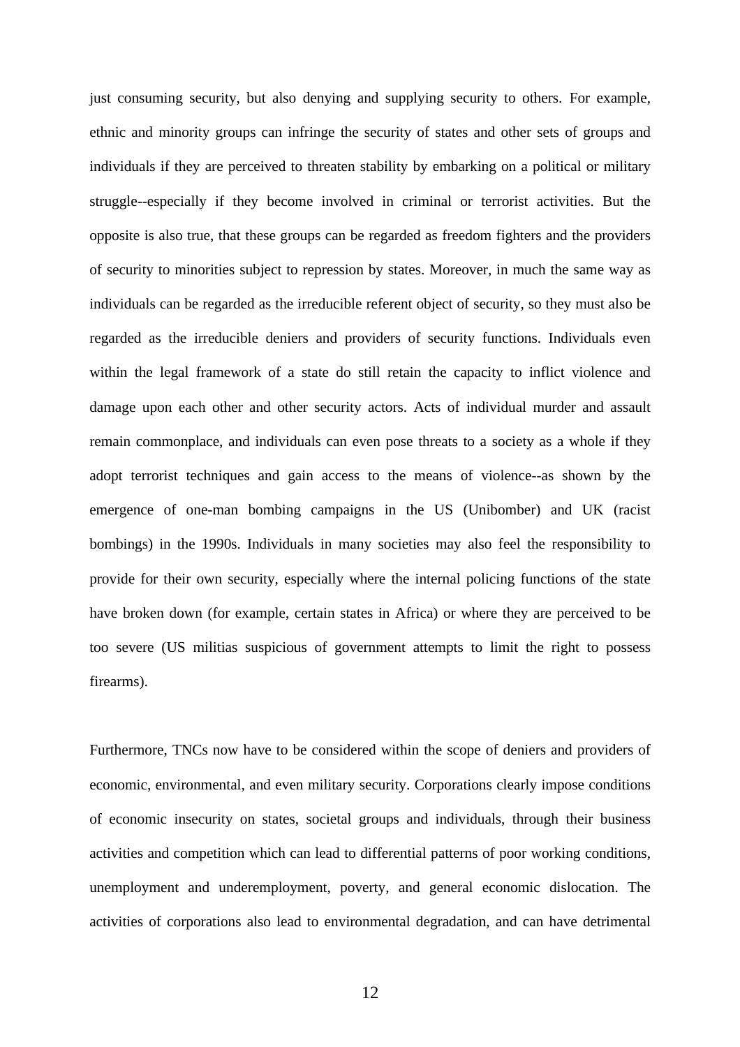just consuming security, but also denying and supplying security to others. For example, ethnic and minority groups can infringe the security of states and other sets of groups and individuals if they are perceived to threaten stability by embarking on a political or military struggle--especially if they become involved in criminal or terrorist activities. But the opposite is also true, that these groups can be regarded as freedom fighters and the providers of security to minorities subject to repression by states. Moreover, in much the same way as individuals can be regarded as the irreducible referent object of security, so they must also be regarded as the irreducible deniers and providers of security functions. Individuals even within the legal framework of a state do still retain the capacity to inflict violence and damage upon each other and other security actors. Acts of individual murder and assault remain commonplace, and individuals can even pose threats to a society as a whole if they adopt terrorist techniques and gain access to the means of violence--as shown by the emergence of one-man bombing campaigns in the US (Unibomber) and UK (racist bombings) in the 1990s. Individuals in many societies may also feel the responsibility to provide for their own security, especially where the internal policing functions of the state have broken down (for example, certain states in Africa) or where they are perceived to be too severe (US militias suspicious of government attempts to limit the right to possess firearms).

Furthermore, TNCs now have to be considered within the scope of deniers and providers of economic, environmental, and even military security. Corporations clearly impose conditions of economic insecurity on states, societal groups and individuals, through their business activities and competition which can lead to differential patterns of poor working conditions, unemployment and underemployment, poverty, and general economic dislocation. The activities of corporations also lead to environmental degradation, and can have detrimental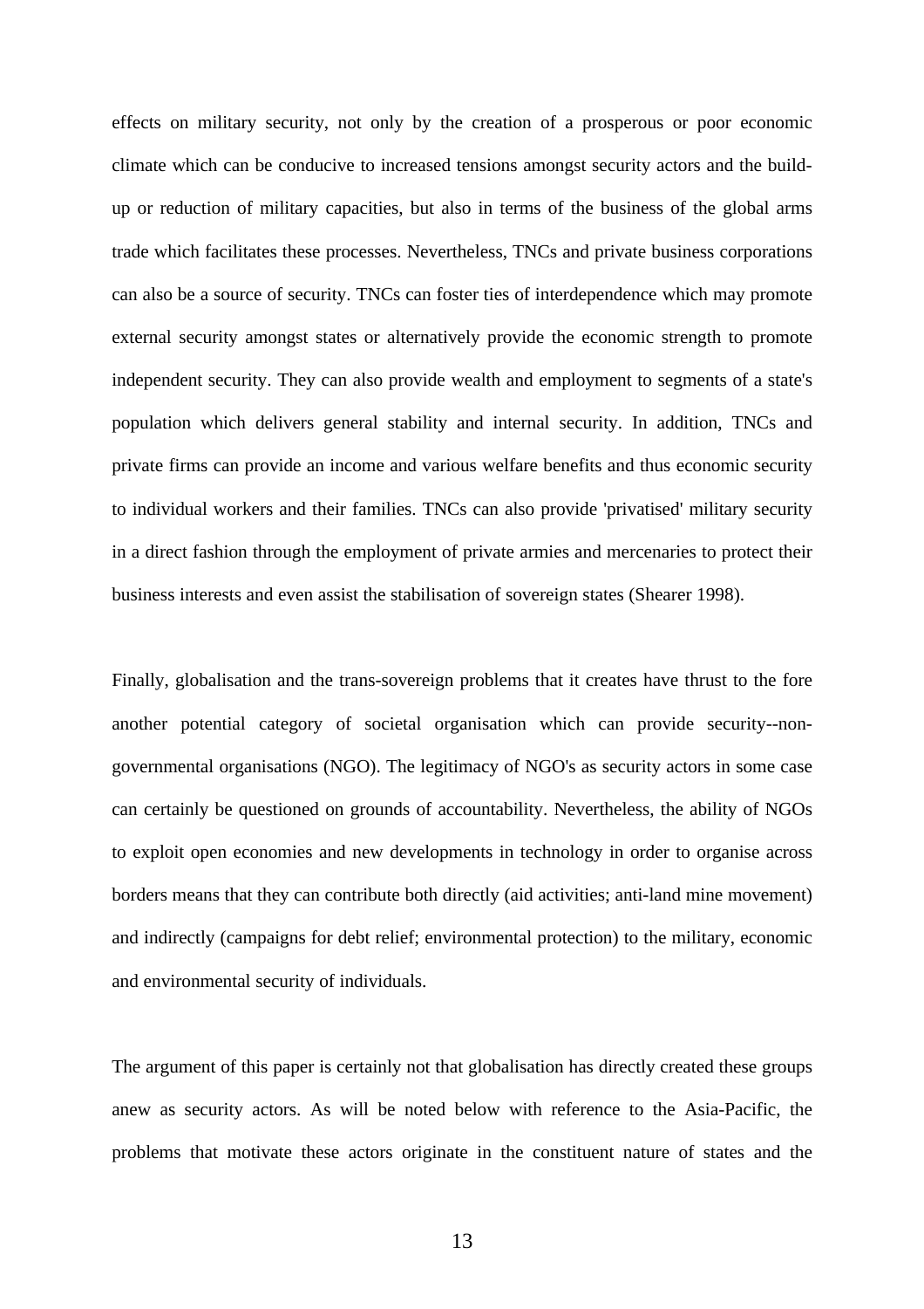effects on military security, not only by the creation of a prosperous or poor economic climate which can be conducive to increased tensions amongst security actors and the build-up or reduction of military capacities, but also in terms of the business of the global arms trade which facilitates these processes. Nevertheless, TNCs and private business corporations can also be a source of security. TNCs can foster ties of interdependence which may promote external security amongst states or alternatively provide the economic strength to promote independent security. They can also provide wealth and employment to segments of a state's population which delivers general stability and internal security. In addition, TNCs and private firms can provide an income and various welfare benefits and thus economic security to individual workers and their families. TNCs can also provide 'privatised' military security in a direct fashion through the employment of private armies and mercenaries to protect their business interests and even assist the stabilisation of sovereign states (Shearer 1998).

Finally, globalisation and the trans-sovereign problems that it creates have thrust to the fore another potential category of societal organisation which can provide security--non-governmental organisations (NGO). The legitimacy of NGO's as security actors in some case can certainly be questioned on grounds of accountability. Nevertheless, the ability of NGOs to exploit open economies and new developments in technology in order to organise across borders means that they can contribute both directly (aid activities; anti-land mine movement) and indirectly (campaigns for debt relief; environmental protection) to the military, economic and environmental security of individuals.

The argument of this paper is certainly not that globalisation has directly created these groups anew as security actors. As will be noted below with reference to the Asia-Pacific, the problems that motivate these actors originate in the constituent nature of states and the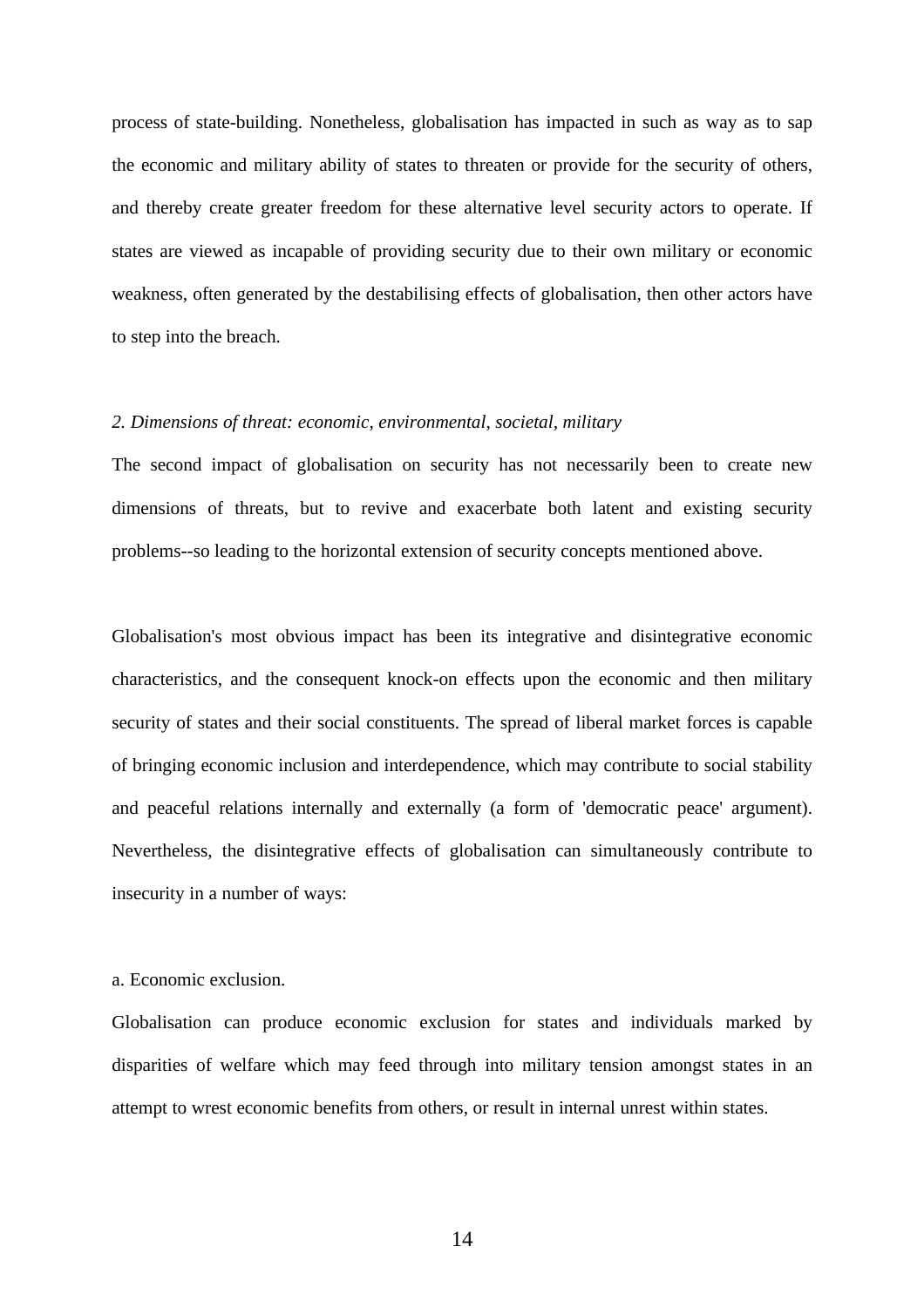process of state-building. Nonetheless, globalisation has impacted in such as way as to sap the economic and military ability of states to threaten or provide for the security of others, and thereby create greater freedom for these alternative level security actors to operate. If states are viewed as incapable of providing security due to their own military or economic weakness, often generated by the destabilising effects of globalisation, then other actors have to step into the breach.

*2. Dimensions of threat: economic, environmental, societal, military*

The second impact of globalisation on security has not necessarily been to create new dimensions of threats, but to revive and exacerbate both latent and existing security problems--so leading to the horizontal extension of security concepts mentioned above.

Globalisation's most obvious impact has been its integrative and disintegrative economic characteristics, and the consequent knock-on effects upon the economic and then military security of states and their social constituents. The spread of liberal market forces is capable of bringing economic inclusion and interdependence, which may contribute to social stability and peaceful relations internally and externally (a form of 'democratic peace' argument). Nevertheless, the disintegrative effects of globalisation can simultaneously contribute to insecurity in a number of ways:

a. Economic exclusion.

Globalisation can produce economic exclusion for states and individuals marked by disparities of welfare which may feed through into military tension amongst states in an attempt to wrest economic benefits from others, or result in internal unrest within states.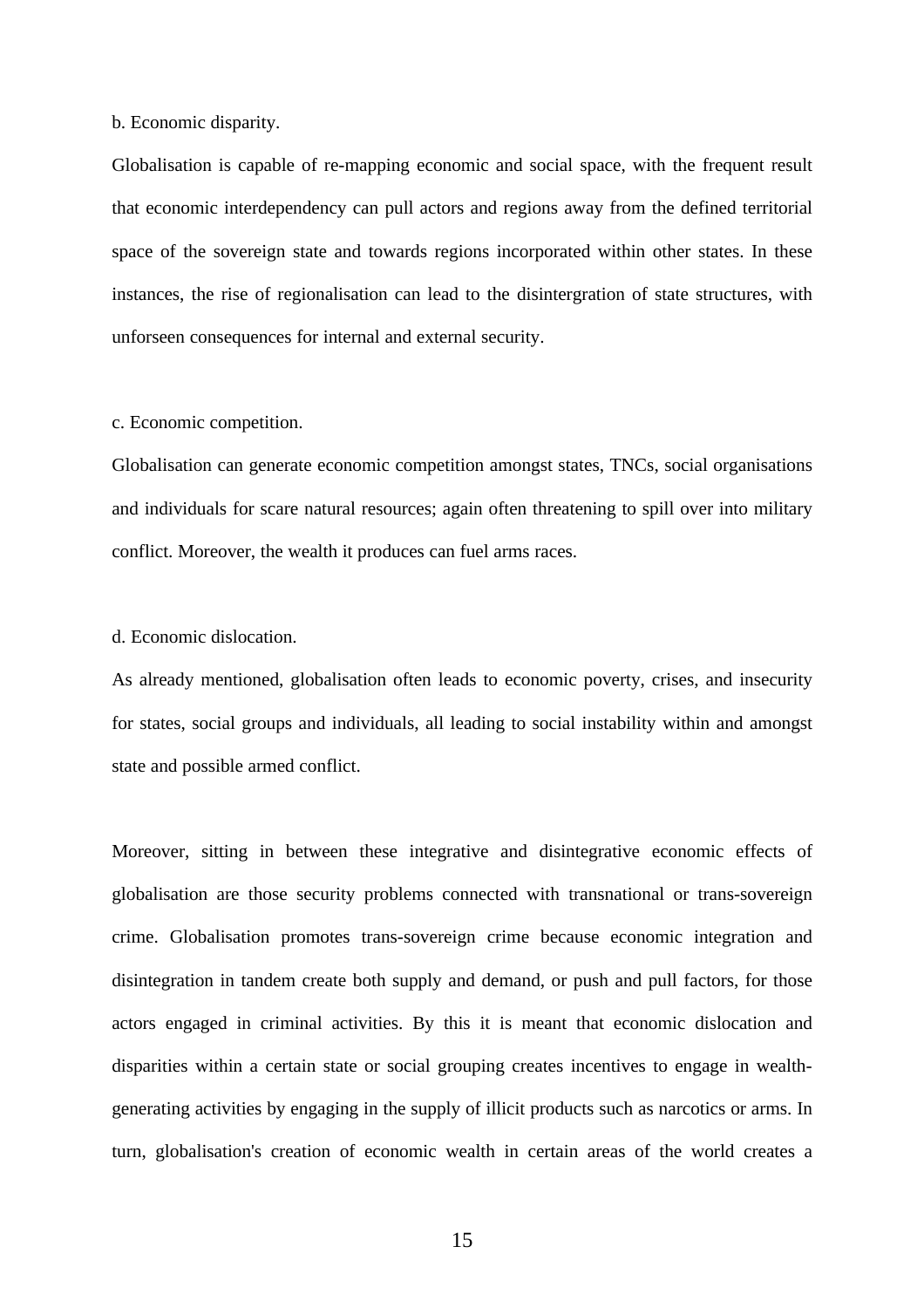b. Economic disparity.

Globalisation is capable of re-mapping economic and social space, with the frequent result that economic interdependency can pull actors and regions away from the defined territorial space of the sovereign state and towards regions incorporated within other states. In these instances, the rise of regionalisation can lead to the disintergration of state structures, with unforseen consequences for internal and external security.

c. Economic competition.

Globalisation can generate economic competition amongst states, TNCs, social organisations and individuals for scare natural resources; again often threatening to spill over into military conflict. Moreover, the wealth it produces can fuel arms races.

d. Economic dislocation.

As already mentioned, globalisation often leads to economic poverty, crises, and insecurity for states, social groups and individuals, all leading to social instability within and amongst state and possible armed conflict.

Moreover, sitting in between these integrative and disintegrative economic effects of globalisation are those security problems connected with transnational or trans-sovereign crime. Globalisation promotes trans-sovereign crime because economic integration and disintegration in tandem create both supply and demand, or push and pull factors, for those actors engaged in criminal activities. By this it is meant that economic dislocation and disparities within a certain state or social grouping creates incentives to engage in wealth-generating activities by engaging in the supply of illicit products such as narcotics or arms. In turn, globalisation's creation of economic wealth in certain areas of the world creates a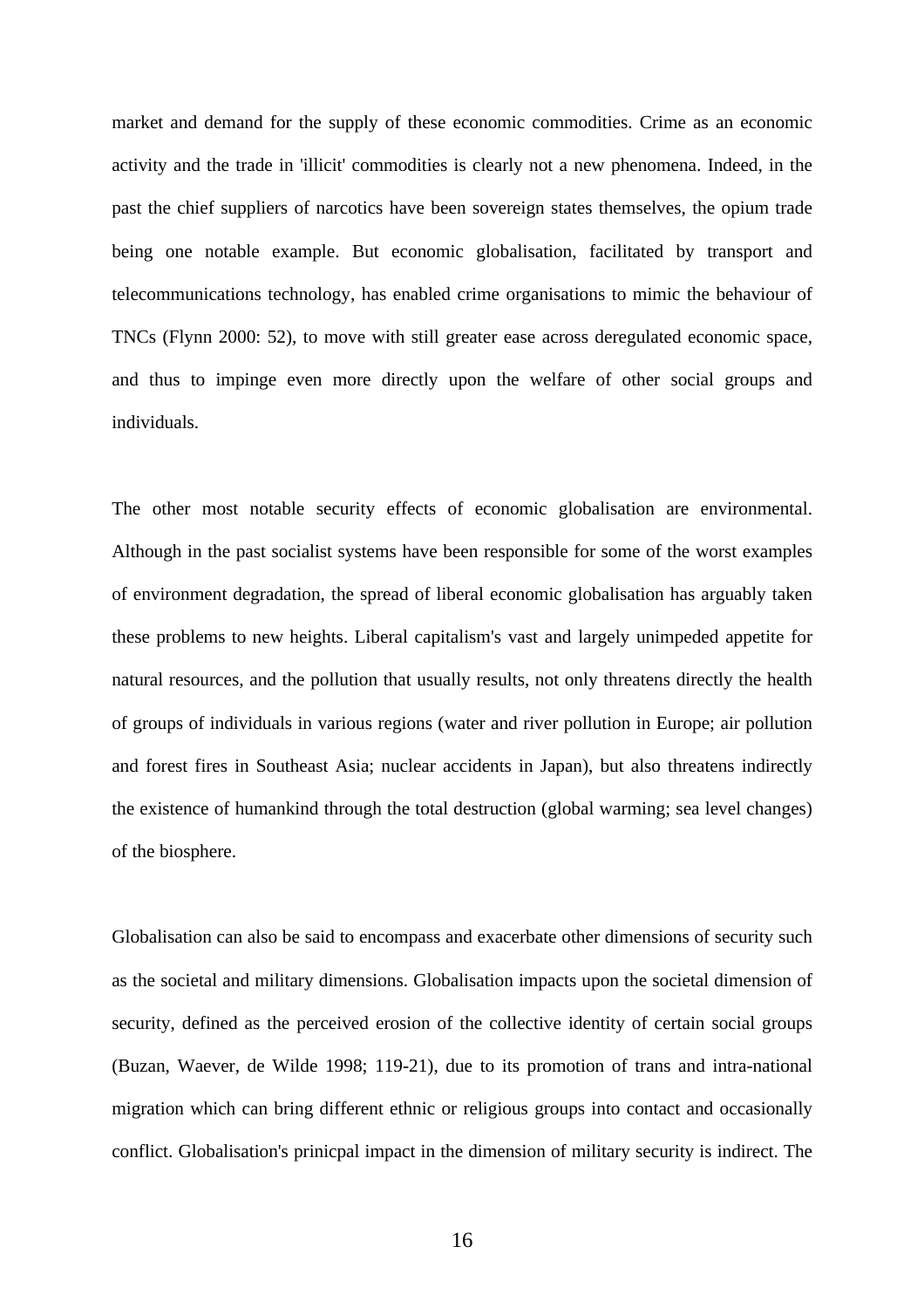market and demand for the supply of these economic commodities. Crime as an economic activity and the trade in 'illicit' commodities is clearly not a new phenomena. Indeed, in the past the chief suppliers of narcotics have been sovereign states themselves, the opium trade being one notable example. But economic globalisation, facilitated by transport and telecommunications technology, has enabled crime organisations to mimic the behaviour of TNCs (Flynn 2000: 52), to move with still greater ease across deregulated economic space, and thus to impinge even more directly upon the welfare of other social groups and individuals.

The other most notable security effects of economic globalisation are environmental. Although in the past socialist systems have been responsible for some of the worst examples of environment degradation, the spread of liberal economic globalisation has arguably taken these problems to new heights. Liberal capitalism's vast and largely unimpeded appetite for natural resources, and the pollution that usually results, not only threatens directly the health of groups of individuals in various regions (water and river pollution in Europe; air pollution and forest fires in Southeast Asia; nuclear accidents in Japan), but also threatens indirectly the existence of humankind through the total destruction (global warming; sea level changes) of the biosphere.

Globalisation can also be said to encompass and exacerbate other dimensions of security such as the societal and military dimensions. Globalisation impacts upon the societal dimension of security, defined as the perceived erosion of the collective identity of certain social groups (Buzan, Waever, de Wilde 1998; 119-21), due to its promotion of trans and intra-national migration which can bring different ethnic or religious groups into contact and occasionally conflict. Globalisation's prinicpal impact in the dimension of military security is indirect. The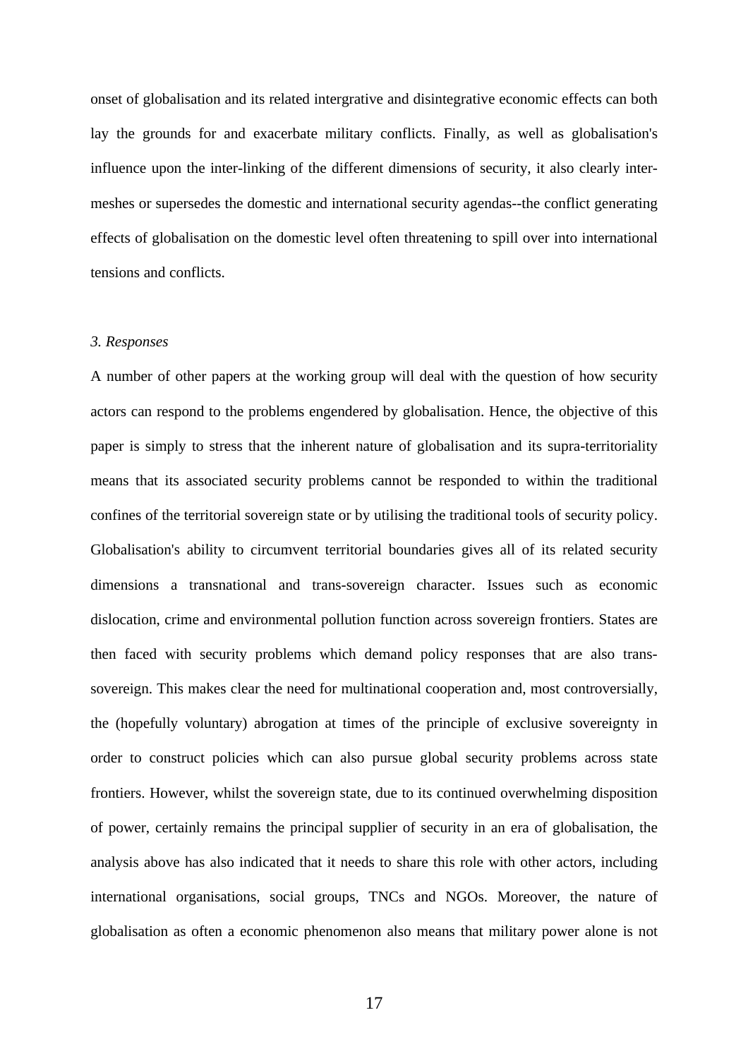onset of globalisation and its related intergrative and disintegrative economic effects can both lay the grounds for and exacerbate military conflicts. Finally, as well as globalisation's influence upon the inter-linking of the different dimensions of security, it also clearly inter-meshes or supersedes the domestic and international security agendas--the conflict generating effects of globalisation on the domestic level often threatening to spill over into international tensions and conflicts.

### *3. Responses*

A number of other papers at the working group will deal with the question of how security actors can respond to the problems engendered by globalisation. Hence, the objective of this paper is simply to stress that the inherent nature of globalisation and its supra-territoriality means that its associated security problems cannot be responded to within the traditional confines of the territorial sovereign state or by utilising the traditional tools of security policy. Globalisation's ability to circumvent territorial boundaries gives all of its related security dimensions a transnational and trans-sovereign character. Issues such as economic dislocation, crime and environmental pollution function across sovereign frontiers. States are then faced with security problems which demand policy responses that are also trans-sovereign. This makes clear the need for multinational cooperation and, most controversially, the (hopefully voluntary) abrogation at times of the principle of exclusive sovereignty in order to construct policies which can also pursue global security problems across state frontiers. However, whilst the sovereign state, due to its continued overwhelming disposition of power, certainly remains the principal supplier of security in an era of globalisation, the analysis above has also indicated that it needs to share this role with other actors, including international organisations, social groups, TNCs and NGOs. Moreover, the nature of globalisation as often a economic phenomenon also means that military power alone is not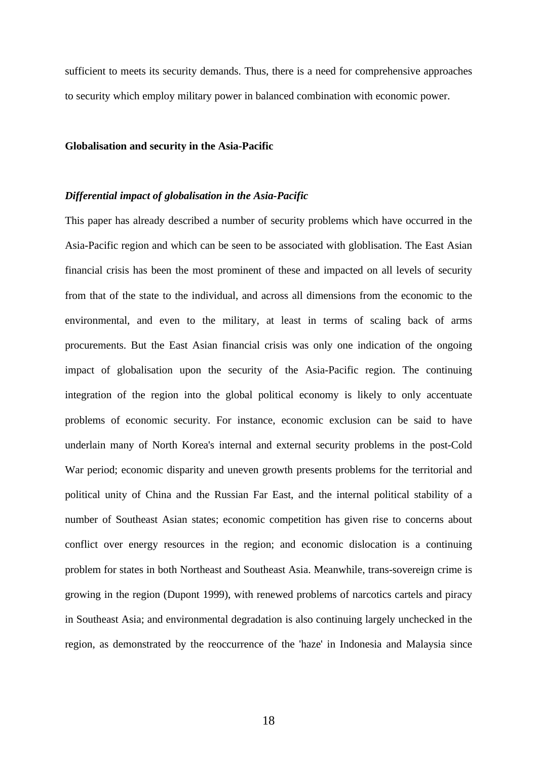sufficient to meets its security demands. Thus, there is a need for comprehensive approaches to security which employ military power in balanced combination with economic power.

**Globalisation and security in the Asia-Pacific**

***Differential impact of globalisation in the Asia-Pacific***

This paper has already described a number of security problems which have occurred in the Asia-Pacific region and which can be seen to be associated with globlisation. The East Asian financial crisis has been the most prominent of these and impacted on all levels of security from that of the state to the individual, and across all dimensions from the economic to the environmental, and even to the military, at least in terms of scaling back of arms procurements. But the East Asian financial crisis was only one indication of the ongoing impact of globalisation upon the security of the Asia-Pacific region. The continuing integration of the region into the global political economy is likely to only accentuate problems of economic security. For instance, economic exclusion can be said to have underlain many of North Korea's internal and external security problems in the post-Cold War period; economic disparity and uneven growth presents problems for the territorial and political unity of China and the Russian Far East, and the internal political stability of a number of Southeast Asian states; economic competition has given rise to concerns about conflict over energy resources in the region; and economic dislocation is a continuing problem for states in both Northeast and Southeast Asia. Meanwhile, trans-sovereign crime is growing in the region (Dupont 1999), with renewed problems of narcotics cartels and piracy in Southeast Asia; and environmental degradation is also continuing largely unchecked in the region, as demonstrated by the reoccurrence of the 'haze' in Indonesia and Malaysia since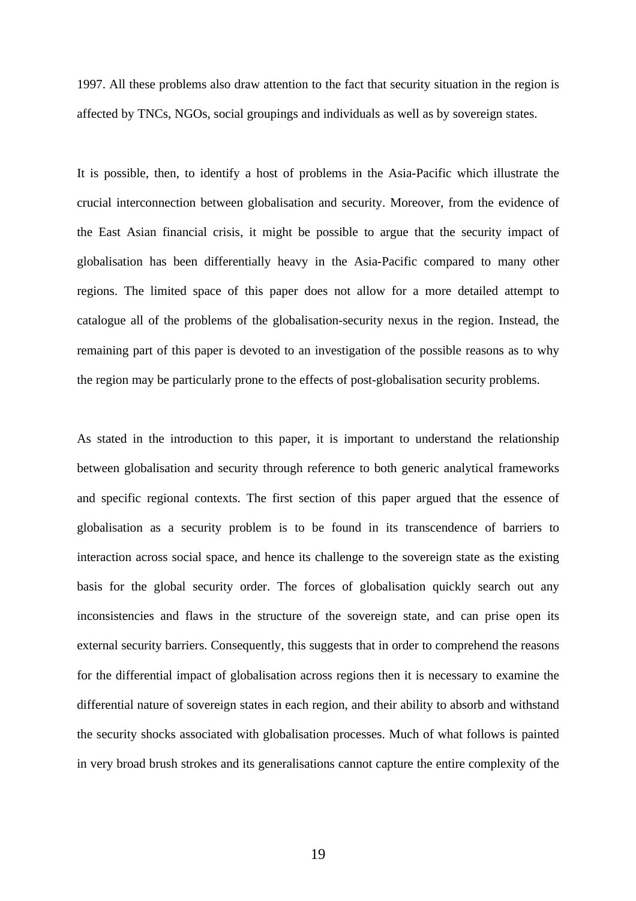1997. All these problems also draw attention to the fact that security situation in the region is affected by TNCs, NGOs, social groupings and individuals as well as by sovereign states.

It is possible, then, to identify a host of problems in the Asia-Pacific which illustrate the crucial interconnection between globalisation and security. Moreover, from the evidence of the East Asian financial crisis, it might be possible to argue that the security impact of globalisation has been differentially heavy in the Asia-Pacific compared to many other regions. The limited space of this paper does not allow for a more detailed attempt to catalogue all of the problems of the globalisation-security nexus in the region. Instead, the remaining part of this paper is devoted to an investigation of the possible reasons as to why the region may be particularly prone to the effects of post-globalisation security problems.

As stated in the introduction to this paper, it is important to understand the relationship between globalisation and security through reference to both generic analytical frameworks and specific regional contexts. The first section of this paper argued that the essence of globalisation as a security problem is to be found in its transcendence of barriers to interaction across social space, and hence its challenge to the sovereign state as the existing basis for the global security order. The forces of globalisation quickly search out any inconsistencies and flaws in the structure of the sovereign state, and can prise open its external security barriers. Consequently, this suggests that in order to comprehend the reasons for the differential impact of globalisation across regions then it is necessary to examine the differential nature of sovereign states in each region, and their ability to absorb and withstand the security shocks associated with globalisation processes. Much of what follows is painted in very broad brush strokes and its generalisations cannot capture the entire complexity of the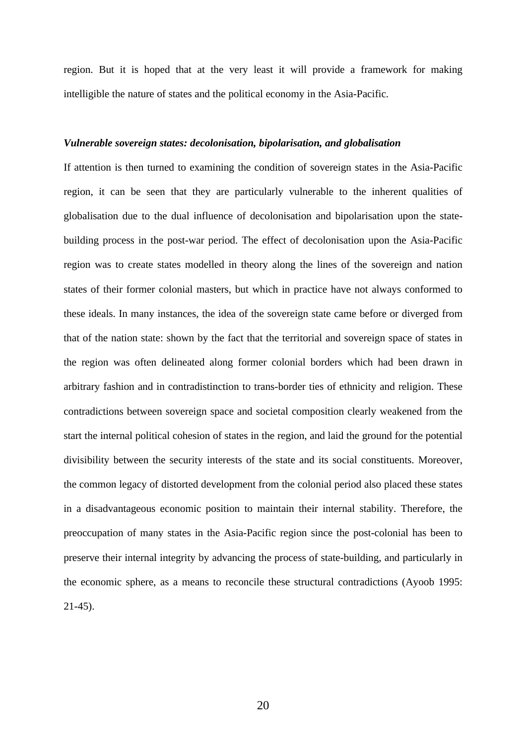region. But it is hoped that at the very least it will provide a framework for making intelligible the nature of states and the political economy in the Asia-Pacific.

***Vulnerable sovereign states: decolonisation, bipolarisation, and globalisation***

If attention is then turned to examining the condition of sovereign states in the Asia-Pacific region, it can be seen that they are particularly vulnerable to the inherent qualities of globalisation due to the dual influence of decolonisation and bipolarisation upon the state-building process in the post-war period. The effect of decolonisation upon the Asia-Pacific region was to create states modelled in theory along the lines of the sovereign and nation states of their former colonial masters, but which in practice have not always conformed to these ideals. In many instances, the idea of the sovereign state came before or diverged from that of the nation state: shown by the fact that the territorial and sovereign space of states in the region was often delineated along former colonial borders which had been drawn in arbitrary fashion and in contradistinction to trans-border ties of ethnicity and religion. These contradictions between sovereign space and societal composition clearly weakened from the start the internal political cohesion of states in the region, and laid the ground for the potential divisibility between the security interests of the state and its social constituents. Moreover, the common legacy of distorted development from the colonial period also placed these states in a disadvantageous economic position to maintain their internal stability. Therefore, the preoccupation of many states in the Asia-Pacific region since the post-colonial has been to preserve their internal integrity by advancing the process of state-building, and particularly in the economic sphere, as a means to reconcile these structural contradictions (Ayoob 1995: 21-45).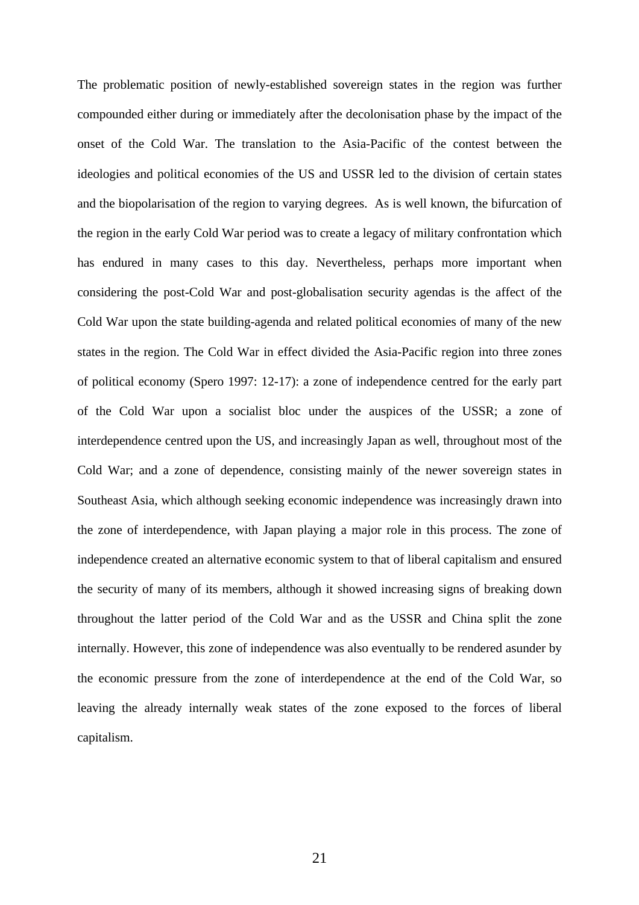The problematic position of newly-established sovereign states in the region was further compounded either during or immediately after the decolonisation phase by the impact of the onset of the Cold War. The translation to the Asia-Pacific of the contest between the ideologies and political economies of the US and USSR led to the division of certain states and the biopolarisation of the region to varying degrees. As is well known, the bifurcation of the region in the early Cold War period was to create a legacy of military confrontation which has endured in many cases to this day. Nevertheless, perhaps more important when considering the post-Cold War and post-globalisation security agendas is the affect of the Cold War upon the state building-agenda and related political economies of many of the new states in the region. The Cold War in effect divided the Asia-Pacific region into three zones of political economy (Spero 1997: 12-17): a zone of independence centred for the early part of the Cold War upon a socialist bloc under the auspices of the USSR; a zone of interdependence centred upon the US, and increasingly Japan as well, throughout most of the Cold War; and a zone of dependence, consisting mainly of the newer sovereign states in Southeast Asia, which although seeking economic independence was increasingly drawn into the zone of interdependence, with Japan playing a major role in this process. The zone of independence created an alternative economic system to that of liberal capitalism and ensured the security of many of its members, although it showed increasing signs of breaking down throughout the latter period of the Cold War and as the USSR and China split the zone internally. However, this zone of independence was also eventually to be rendered asunder by the economic pressure from the zone of interdependence at the end of the Cold War, so leaving the already internally weak states of the zone exposed to the forces of liberal capitalism.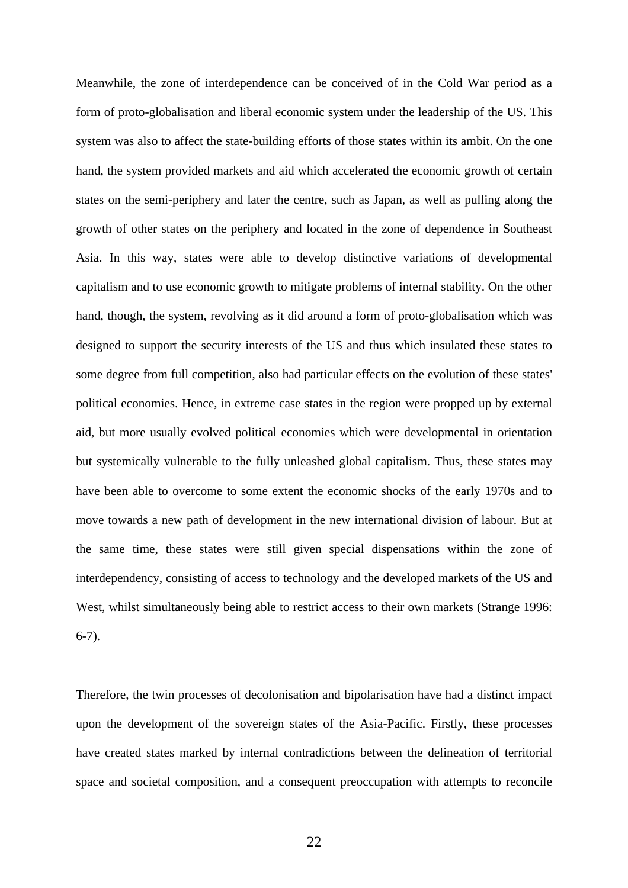Meanwhile, the zone of interdependence can be conceived of in the Cold War period as a form of proto-globalisation and liberal economic system under the leadership of the US. This system was also to affect the state-building efforts of those states within its ambit. On the one hand, the system provided markets and aid which accelerated the economic growth of certain states on the semi-periphery and later the centre, such as Japan, as well as pulling along the growth of other states on the periphery and located in the zone of dependence in Southeast Asia. In this way, states were able to develop distinctive variations of developmental capitalism and to use economic growth to mitigate problems of internal stability. On the other hand, though, the system, revolving as it did around a form of proto-globalisation which was designed to support the security interests of the US and thus which insulated these states to some degree from full competition, also had particular effects on the evolution of these states' political economies. Hence, in extreme case states in the region were propped up by external aid, but more usually evolved political economies which were developmental in orientation but systemically vulnerable to the fully unleashed global capitalism. Thus, these states may have been able to overcome to some extent the economic shocks of the early 1970s and to move towards a new path of development in the new international division of labour. But at the same time, these states were still given special dispensations within the zone of interdependency, consisting of access to technology and the developed markets of the US and West, whilst simultaneously being able to restrict access to their own markets (Strange 1996: 6-7).

Therefore, the twin processes of decolonisation and bipolarisation have had a distinct impact upon the development of the sovereign states of the Asia-Pacific. Firstly, these processes have created states marked by internal contradictions between the delineation of territorial space and societal composition, and a consequent preoccupation with attempts to reconcile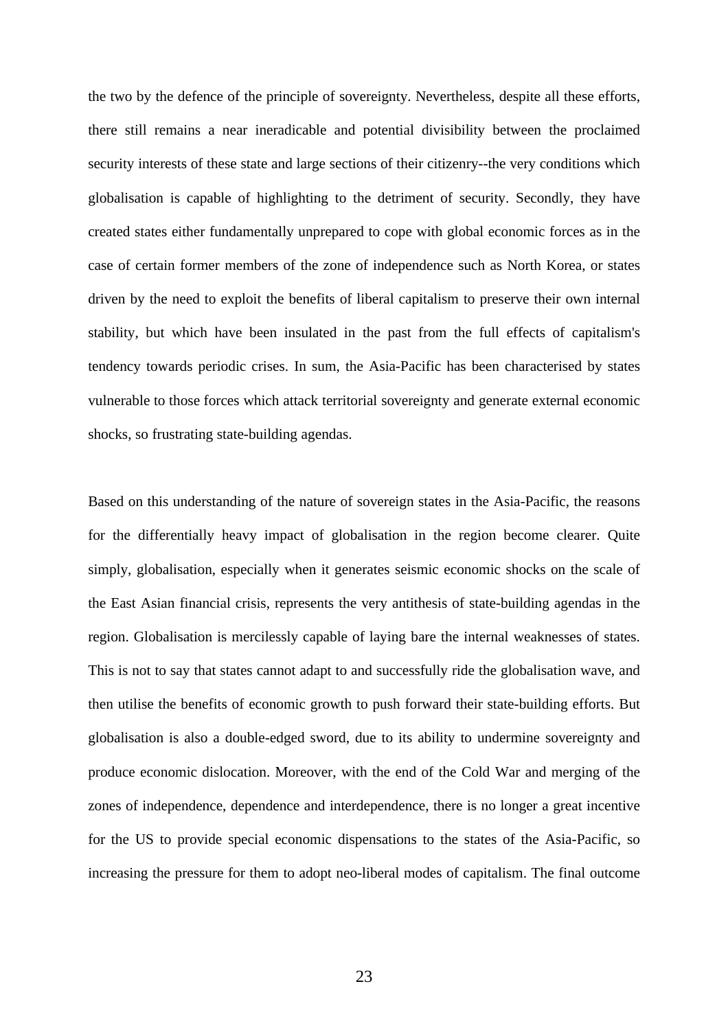the two by the defence of the principle of sovereignty. Nevertheless, despite all these efforts, there still remains a near ineradicable and potential divisibility between the proclaimed security interests of these state and large sections of their citizenry--the very conditions which globalisation is capable of highlighting to the detriment of security. Secondly, they have created states either fundamentally unprepared to cope with global economic forces as in the case of certain former members of the zone of independence such as North Korea, or states driven by the need to exploit the benefits of liberal capitalism to preserve their own internal stability, but which have been insulated in the past from the full effects of capitalism's tendency towards periodic crises. In sum, the Asia-Pacific has been characterised by states vulnerable to those forces which attack territorial sovereignty and generate external economic shocks, so frustrating state-building agendas.

Based on this understanding of the nature of sovereign states in the Asia-Pacific, the reasons for the differentially heavy impact of globalisation in the region become clearer. Quite simply, globalisation, especially when it generates seismic economic shocks on the scale of the East Asian financial crisis, represents the very antithesis of state-building agendas in the region. Globalisation is mercilessly capable of laying bare the internal weaknesses of states. This is not to say that states cannot adapt to and successfully ride the globalisation wave, and then utilise the benefits of economic growth to push forward their state-building efforts. But globalisation is also a double-edged sword, due to its ability to undermine sovereignty and produce economic dislocation. Moreover, with the end of the Cold War and merging of the zones of independence, dependence and interdependence, there is no longer a great incentive for the US to provide special economic dispensations to the states of the Asia-Pacific, so increasing the pressure for them to adopt neo-liberal modes of capitalism. The final outcome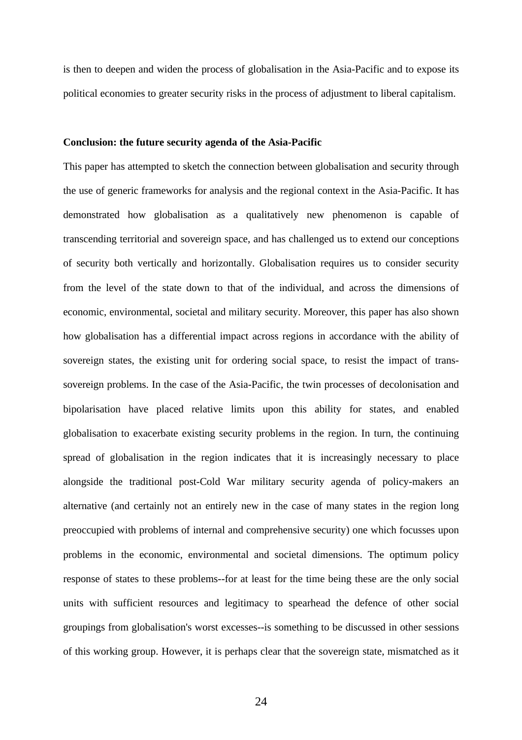is then to deepen and widen the process of globalisation in the Asia-Pacific and to expose its political economies to greater security risks in the process of adjustment to liberal capitalism.

**Conclusion: the future security agenda of the Asia-Pacific**

This paper has attempted to sketch the connection between globalisation and security through the use of generic frameworks for analysis and the regional context in the Asia-Pacific. It has demonstrated how globalisation as a qualitatively new phenomenon is capable of transcending territorial and sovereign space, and has challenged us to extend our conceptions of security both vertically and horizontally. Globalisation requires us to consider security from the level of the state down to that of the individual, and across the dimensions of economic, environmental, societal and military security. Moreover, this paper has also shown how globalisation has a differential impact across regions in accordance with the ability of sovereign states, the existing unit for ordering social space, to resist the impact of trans-sovereign problems. In the case of the Asia-Pacific, the twin processes of decolonisation and bipolarisation have placed relative limits upon this ability for states, and enabled globalisation to exacerbate existing security problems in the region. In turn, the continuing spread of globalisation in the region indicates that it is increasingly necessary to place alongside the traditional post-Cold War military security agenda of policy-makers an alternative (and certainly not an entirely new in the case of many states in the region long preoccupied with problems of internal and comprehensive security) one which focusses upon problems in the economic, environmental and societal dimensions. The optimum policy response of states to these problems--for at least for the time being these are the only social units with sufficient resources and legitimacy to spearhead the defence of other social groupings from globalisation's worst excesses--is something to be discussed in other sessions of this working group. However, it is perhaps clear that the sovereign state, mismatched as it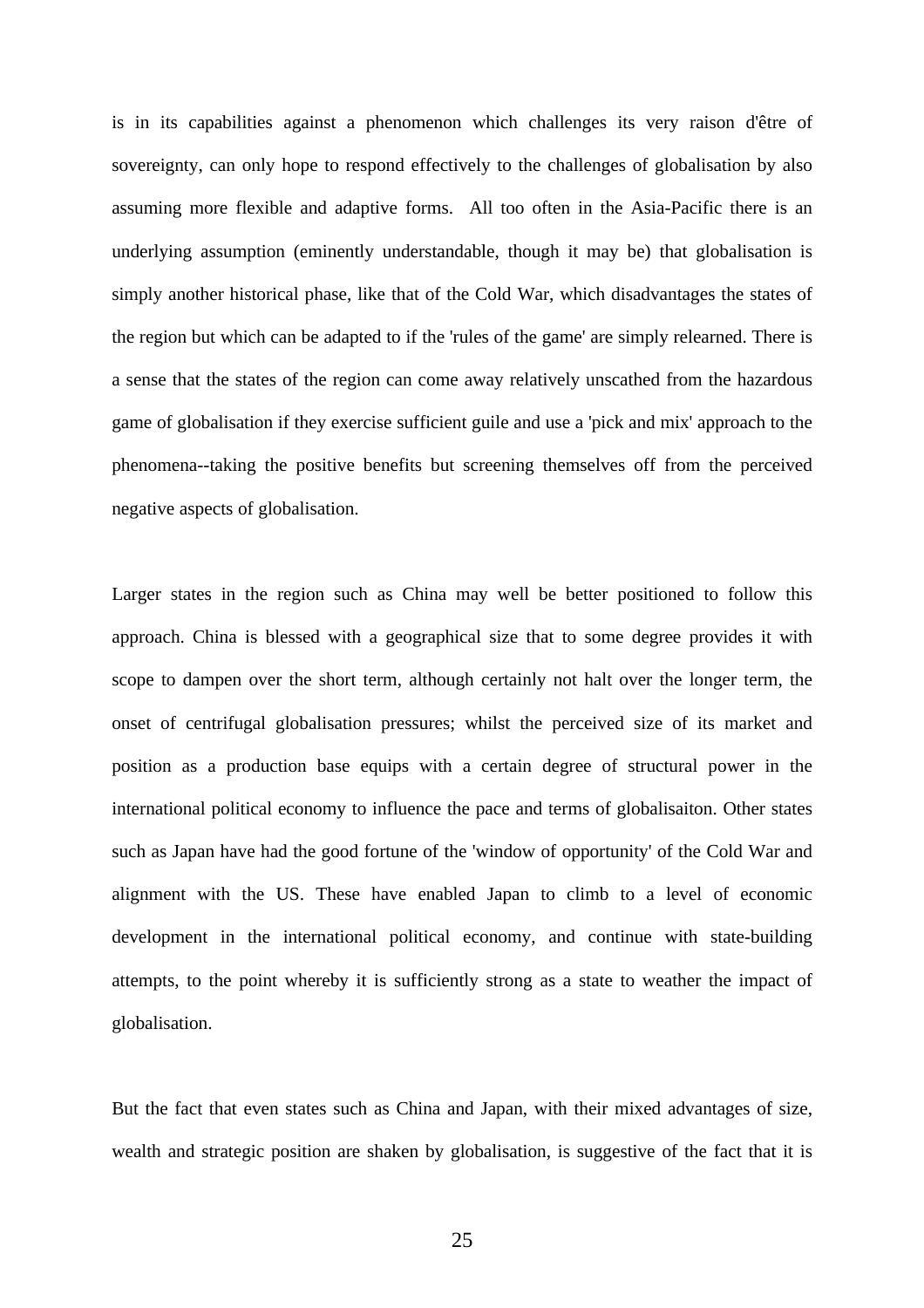is in its capabilities against a phenomenon which challenges its very raison d'être of sovereignty, can only hope to respond effectively to the challenges of globalisation by also assuming more flexible and adaptive forms. All too often in the Asia-Pacific there is an underlying assumption (eminently understandable, though it may be) that globalisation is simply another historical phase, like that of the Cold War, which disadvantages the states of the region but which can be adapted to if the 'rules of the game' are simply relearned. There is a sense that the states of the region can come away relatively unscathed from the hazardous game of globalisation if they exercise sufficient guile and use a 'pick and mix' approach to the phenomena--taking the positive benefits but screening themselves off from the perceived negative aspects of globalisation.

Larger states in the region such as China may well be better positioned to follow this approach. China is blessed with a geographical size that to some degree provides it with scope to dampen over the short term, although certainly not halt over the longer term, the onset of centrifugal globalisation pressures; whilst the perceived size of its market and position as a production base equips with a certain degree of structural power in the international political economy to influence the pace and terms of globalisaiton. Other states such as Japan have had the good fortune of the 'window of opportunity' of the Cold War and alignment with the US. These have enabled Japan to climb to a level of economic development in the international political economy, and continue with state-building attempts, to the point whereby it is sufficiently strong as a state to weather the impact of globalisation.

But the fact that even states such as China and Japan, with their mixed advantages of size, wealth and strategic position are shaken by globalisation, is suggestive of the fact that it is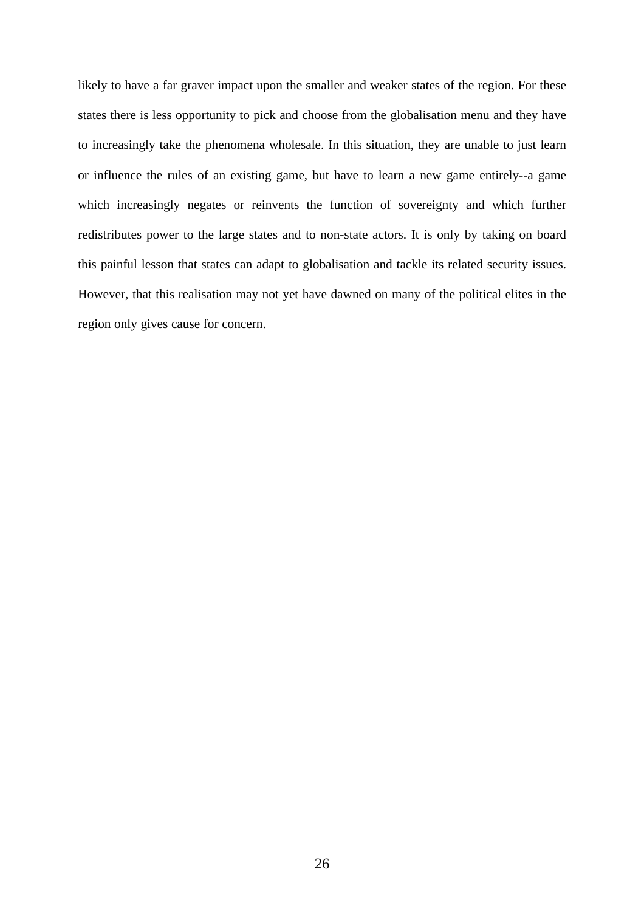likely to have a far graver impact upon the smaller and weaker states of the region. For these states there is less opportunity to pick and choose from the globalisation menu and they have to increasingly take the phenomena wholesale. In this situation, they are unable to just learn or influence the rules of an existing game, but have to learn a new game entirely--a game which increasingly negates or reinvents the function of sovereignty and which further redistributes power to the large states and to non-state actors. It is only by taking on board this painful lesson that states can adapt to globalisation and tackle its related security issues. However, that this realisation may not yet have dawned on many of the political elites in the region only gives cause for concern.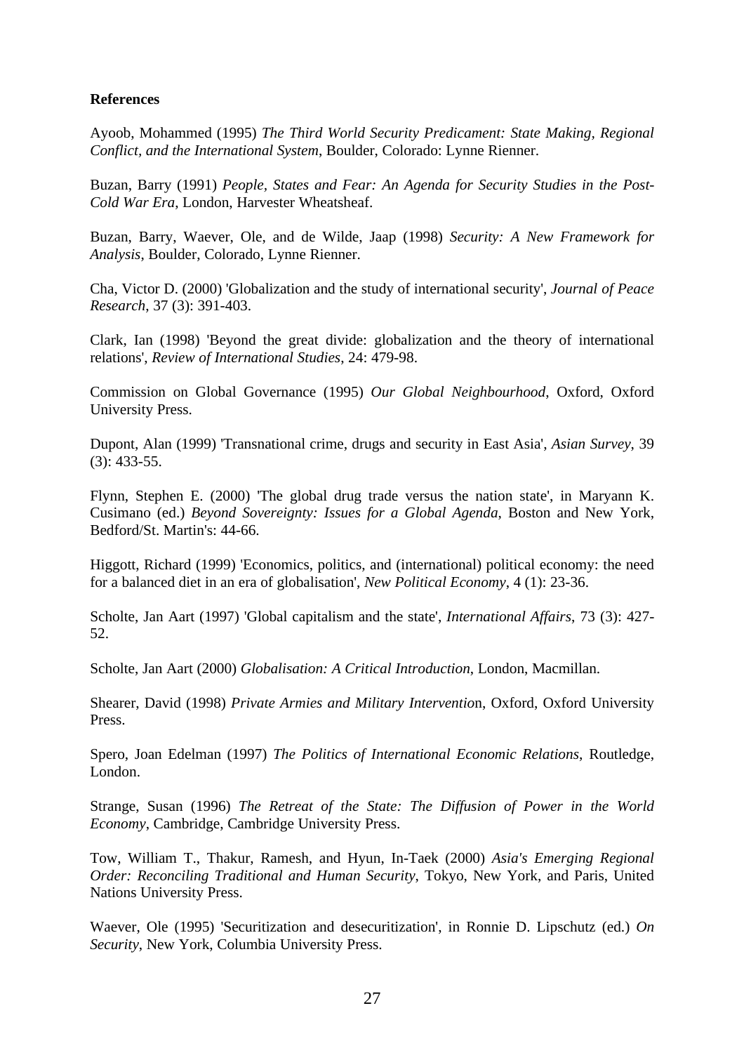**References**

Ayoob, Mohammed (1995) *The Third World Security Predicament: State Making, Regional Conflict, and the International System*, Boulder, Colorado: Lynne Rienner.

Buzan, Barry (1991) *People, States and Fear: An Agenda for Security Studies in the Post-Cold War Era*, London, Harvester Wheatsheaf.

Buzan, Barry, Waever, Ole, and de Wilde, Jaap (1998) *Security: A New Framework for Analysis*, Boulder, Colorado, Lynne Rienner.

Cha, Victor D. (2000) 'Globalization and the study of international security', *Journal of Peace Research*, 37 (3): 391-403.

Clark, Ian (1998) 'Beyond the great divide: globalization and the theory of international relations', *Review of International Studies*, 24: 479-98.

Commission on Global Governance (1995) *Our Global Neighbourhood*, Oxford, Oxford University Press.

Dupont, Alan (1999) 'Transnational crime, drugs and security in East Asia', *Asian Survey*, 39 (3): 433-55.

Flynn, Stephen E. (2000) 'The global drug trade versus the nation state', in Maryann K. Cusimano (ed.) *Beyond Sovereignty: Issues for a Global Agenda*, Boston and New York, Bedford/St. Martin's: 44-66.

Higgott, Richard (1999) 'Economics, politics, and (international) political economy: the need for a balanced diet in an era of globalisation', *New Political Economy*, 4 (1): 23-36.

Scholte, Jan Aart (1997) 'Global capitalism and the state', *International Affairs*, 73 (3): 427-52.

Scholte, Jan Aart (2000) *Globalisation: A Critical Introduction*, London, Macmillan.

Shearer, David (1998) *Private Armies and Military Interventio*n, Oxford, Oxford University Press.

Spero, Joan Edelman (1997) *The Politics of International Economic Relations*, Routledge, London.

Strange, Susan (1996) *The Retreat of the State: The Diffusion of Power in the World Economy*, Cambridge, Cambridge University Press.

Tow, William T., Thakur, Ramesh, and Hyun, In-Taek (2000) *Asia's Emerging Regional Order: Reconciling Traditional and Human Security*, Tokyo, New York, and Paris, United Nations University Press.

Waever, Ole (1995) 'Securitization and desecuritization', in Ronnie D. Lipschutz (ed.) *On Security*, New York, Columbia University Press.